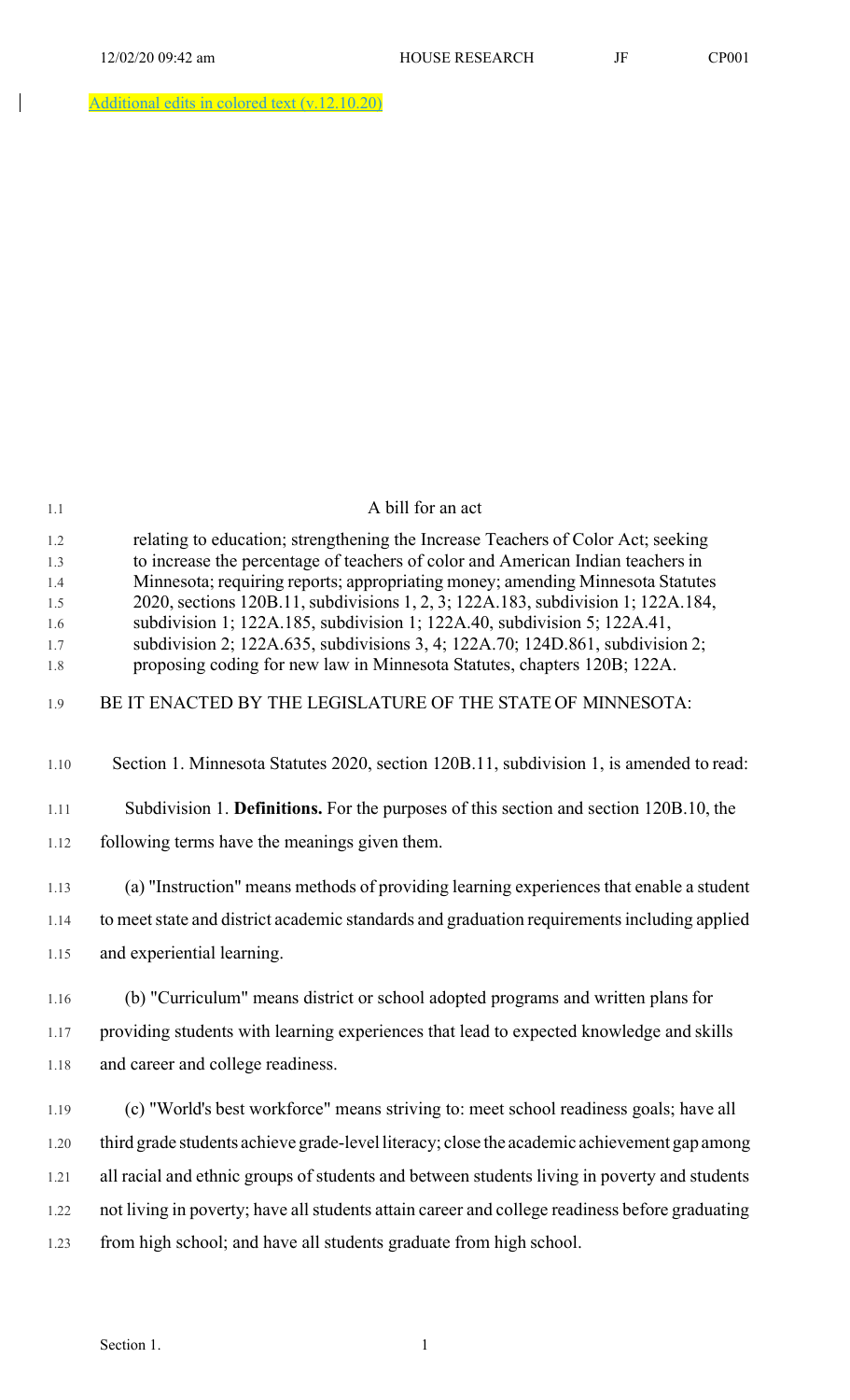Additional edits in colored text (v.12.10.20)

A bill for an act

relating to education; strengthening the Increase Teachers of Color Act; seeking to increase the percentage of teachers of color and American Indian teachers in Minnesota; requiring reports; appropriating money; amending Minnesota Statutes 2020, sections 120B.11, subdivisions 1, 2, 3; 122A.183, subdivision 1; 122A.184, subdivision 1; 122A.185, subdivision 1; 122A.40, subdivision 5; 122A.41, subdivision 2; 122A.635, subdivisions 3, 4; 122A.70; 124D.861, subdivision 2; proposing coding for new law in Minnesota Statutes, chapters 120B; 122A.

BE IT ENACTED BY THE LEGISLATURE OF THE STATE OF MINNESOTA:

Section 1. Minnesota Statutes 2020, section 120B.11, subdivision 1, is amended to read:

Subdivision 1. **Definitions.** For the purposes of this section and section 120B.10, the following terms have the meanings given them.

(a) "Instruction" means methods of providing learning experiences that enable a student to meet state and district academic standards and graduation requirements including applied and experiential learning.

(b) "Curriculum" means district or school adopted programs and written plans for providing students with learning experiences that lead to expected knowledge and skills and career and college readiness.

(c) "World's best workforce" means striving to: meet school readiness goals; have all third grade students achieve grade-level literacy; close the academic achievement gap among all racial and ethnic groups of students and between students living in poverty and students not living in poverty; have all students attain career and college readiness before graduating from high school; and have all students graduate from high school.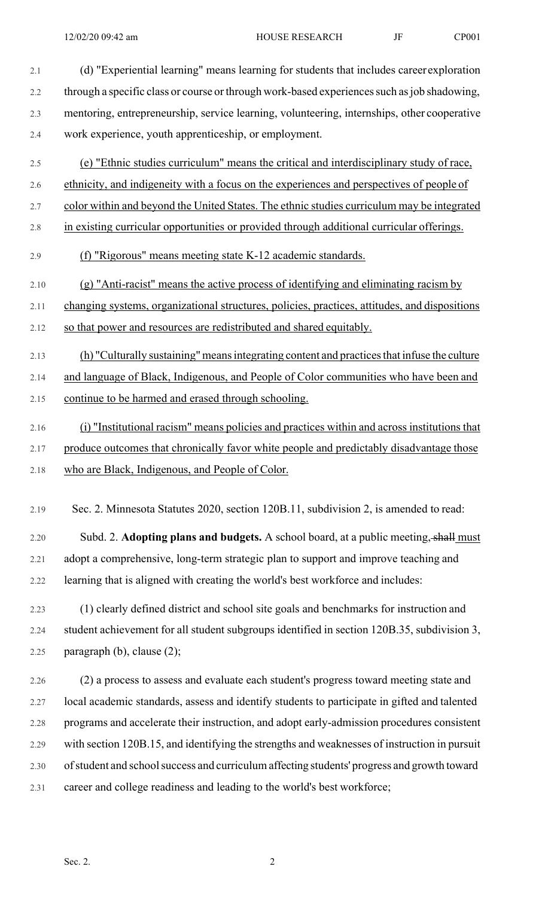(d) "Experiential learning" means learning for students that includes career exploration through a specific class or course or through work-based experiences such as job shadowing, mentoring, entrepreneurship, service learning, volunteering, internships, other cooperative work experience, youth apprenticeship, or employment.

(e) "Ethnic studies curriculum" means the critical and interdisciplinary study of race, ethnicity, and indigeneity with a focus on the experiences and perspectives of people of color within and beyond the United States. The ethnic studies curriculum may be integrated in existing curricular opportunities or provided through additional curricular offerings.

(f) "Rigorous" means meeting state K-12 academic standards.

(g) "Anti-racist" means the active process of identifying and eliminating racism by changing systems, organizational structures, policies, practices, attitudes, and dispositions so that power and resources are redistributed and shared equitably.

(h) "Culturally sustaining" means integrating content and practices that infuse the culture and language of Black, Indigenous, and People of Color communities who have been and continue to be harmed and erased through schooling.

(i) "Institutional racism" means policies and practices within and across institutions that produce outcomes that chronically favor white people and predictably disadvantage those who are Black, Indigenous, and People of Color.

Sec. 2. Minnesota Statutes 2020, section 120B.11, subdivision 2, is amended to read:

Subd. 2. **Adopting plans and budgets.** A school board, at a public meeting, ~~shall~~ must adopt a comprehensive, long-term strategic plan to support and improve teaching and learning that is aligned with creating the world's best workforce and includes:

(1) clearly defined district and school site goals and benchmarks for instruction and student achievement for all student subgroups identified in section 120B.35, subdivision 3, paragraph (b), clause (2);

(2) a process to assess and evaluate each student's progress toward meeting state and local academic standards, assess and identify students to participate in gifted and talented programs and accelerate their instruction, and adopt early-admission procedures consistent with section 120B.15, and identifying the strengths and weaknesses of instruction in pursuit of student and school success and curriculum affecting students' progress and growth toward career and college readiness and leading to the world's best workforce;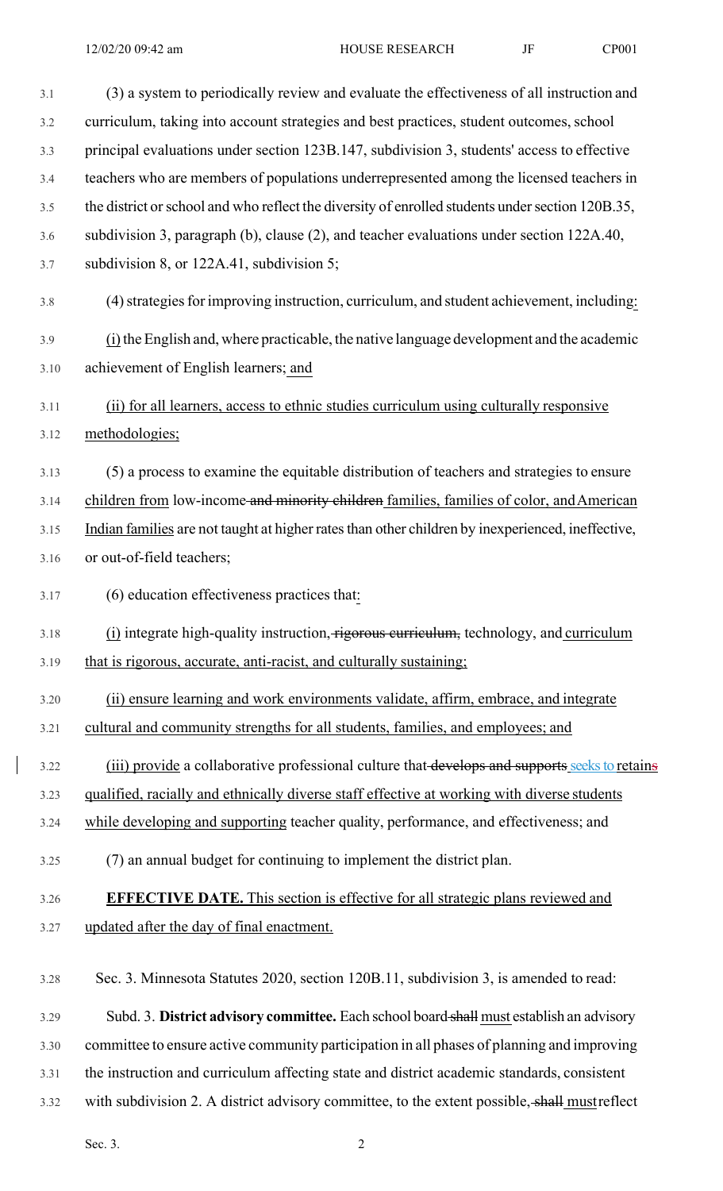(3) a system to periodically review and evaluate the effectiveness of all instruction and curriculum, taking into account strategies and best practices, student outcomes, school principal evaluations under section 123B.147, subdivision 3, students' access to effective teachers who are members of populations underrepresented among the licensed teachers in the district or school and who reflect the diversity of enrolled students under section 120B.35, subdivision 3, paragraph (b), clause (2), and teacher evaluations under section 122A.40, subdivision 8, or 122A.41, subdivision 5;

(4) strategies for improving instruction, curriculum, and student achievement, including:

(i) the English and, where practicable, the native language development and the academic achievement of English learners; and

(ii) for all learners, access to ethnic studies curriculum using culturally responsive methodologies;

(5) a process to examine the equitable distribution of teachers and strategies to ensure children from low-income ~~and minority children~~ families, families of color, and American Indian families are not taught at higher rates than other children by inexperienced, ineffective, or out-of-field teachers;

(6) education effectiveness practices that:

(i) integrate high-quality instruction, ~~rigorous curriculum,~~ technology, and curriculum that is rigorous, accurate, anti-racist, and culturally sustaining;

(ii) ensure learning and work environments validate, affirm, embrace, and integrate cultural and community strengths for all students, families, and employees; and

(iii) provide a collaborative professional culture that ~~develops and supports~~ seeks to retain~~s~~ qualified, racially and ethnically diverse staff effective at working with diverse students while developing and supporting teacher quality, performance, and effectiveness; and

(7) an annual budget for continuing to implement the district plan.

**EFFECTIVE DATE.** This section is effective for all strategic plans reviewed and updated after the day of final enactment.

Sec. 3. Minnesota Statutes 2020, section 120B.11, subdivision 3, is amended to read:

Subd. 3. **District advisory committee.** Each school board ~~shall~~ must establish an advisory committee to ensure active community participation in all phases of planning and improving the instruction and curriculum affecting state and district academic standards, consistent with subdivision 2. A district advisory committee, to the extent possible, ~~shall~~ must reflect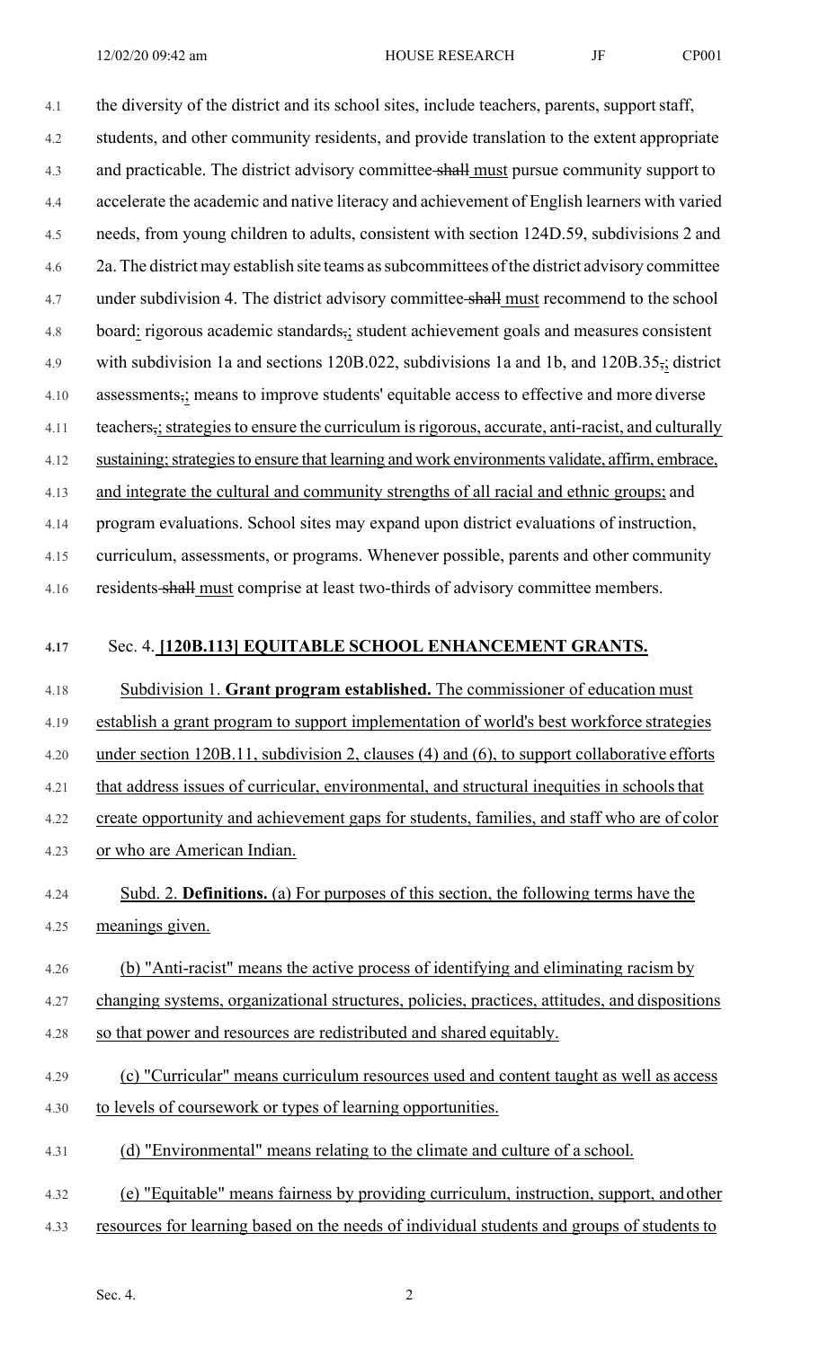the diversity of the district and its school sites, include teachers, parents, support staff, students, and other community residents, and provide translation to the extent appropriate and practicable. The district advisory committee ~~shall~~ must pursue community support to accelerate the academic and native literacy and achievement of English learners with varied needs, from young children to adults, consistent with section 124D.59, subdivisions 2 and 2a. The district may establish site teams as subcommittees of the district advisory committee under subdivision 4. The district advisory committee ~~shall~~ must recommend to the school board: rigorous academic standards~~,~~; student achievement goals and measures consistent with subdivision 1a and sections 120B.022, subdivisions 1a and 1b, and 120B.35~~,~~; district assessments~~,~~; means to improve students' equitable access to effective and more diverse teachers~~,~~; strategies to ensure the curriculum is rigorous, accurate, anti-racist, and culturally sustaining; strategies to ensure that learning and work environments validate, affirm, embrace, and integrate the cultural and community strengths of all racial and ethnic groups; and program evaluations. School sites may expand upon district evaluations of instruction, curriculum, assessments, or programs. Whenever possible, parents and other community residents ~~shall~~ must comprise at least two-thirds of advisory committee members.

Sec. 4. **[120B.113] EQUITABLE SCHOOL ENHANCEMENT GRANTS.**

Subdivision 1. **Grant program established.** The commissioner of education must establish a grant program to support implementation of world's best workforce strategies under section 120B.11, subdivision 2, clauses (4) and (6), to support collaborative efforts that address issues of curricular, environmental, and structural inequities in schools that create opportunity and achievement gaps for students, families, and staff who are of color or who are American Indian.

Subd. 2. **Definitions.** (a) For purposes of this section, the following terms have the meanings given.

(b) "Anti-racist" means the active process of identifying and eliminating racism by changing systems, organizational structures, policies, practices, attitudes, and dispositions so that power and resources are redistributed and shared equitably.

(c) "Curricular" means curriculum resources used and content taught as well as access to levels of coursework or types of learning opportunities.

(d) "Environmental" means relating to the climate and culture of a school.

(e) "Equitable" means fairness by providing curriculum, instruction, support, and other resources for learning based on the needs of individual students and groups of students to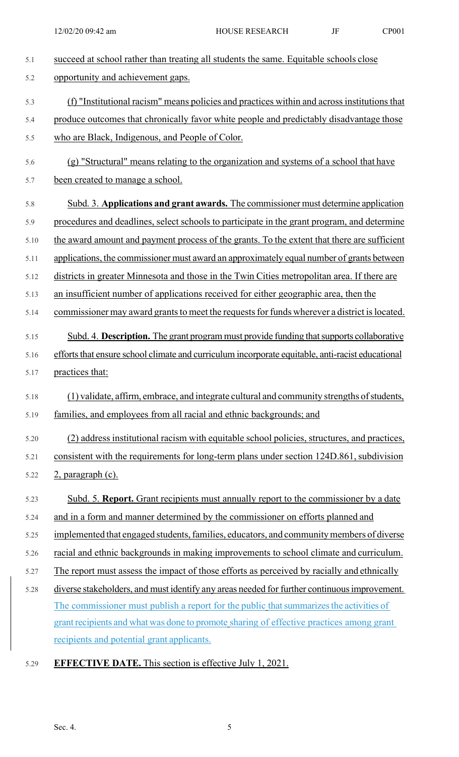succeed at school rather than treating all students the same. Equitable schools close opportunity and achievement gaps.

(f) "Institutional racism" means policies and practices within and across institutions that produce outcomes that chronically favor white people and predictably disadvantage those who are Black, Indigenous, and People of Color.

(g) "Structural" means relating to the organization and systems of a school that have been created to manage a school.

Subd. 3. **Applications and grant awards.** The commissioner must determine application procedures and deadlines, select schools to participate in the grant program, and determine the award amount and payment process of the grants. To the extent that there are sufficient applications, the commissioner must award an approximately equal number of grants between districts in greater Minnesota and those in the Twin Cities metropolitan area. If there are an insufficient number of applications received for either geographic area, then the commissioner may award grants to meet the requests for funds wherever a district is located.

Subd. 4. **Description.** The grant program must provide funding that supports collaborative efforts that ensure school climate and curriculum incorporate equitable, anti-racist educational practices that:

(1) validate, affirm, embrace, and integrate cultural and community strengths of students, families, and employees from all racial and ethnic backgrounds; and

(2) address institutional racism with equitable school policies, structures, and practices, consistent with the requirements for long-term plans under section 124D.861, subdivision 2, paragraph (c).

Subd. 5. **Report.** Grant recipients must annually report to the commissioner by a date and in a form and manner determined by the commissioner on efforts planned and implemented that engaged students, families, educators, and community members of diverse racial and ethnic backgrounds in making improvements to school climate and curriculum. The report must assess the impact of those efforts as perceived by racially and ethnically diverse stakeholders, and must identify any areas needed for further continuous improvement. The commissioner must publish a report for the public that summarizes the activities of grant recipients and what was done to promote sharing of effective practices among grant recipients and potential grant applicants.

**EFFECTIVE DATE.** This section is effective July 1, 2021.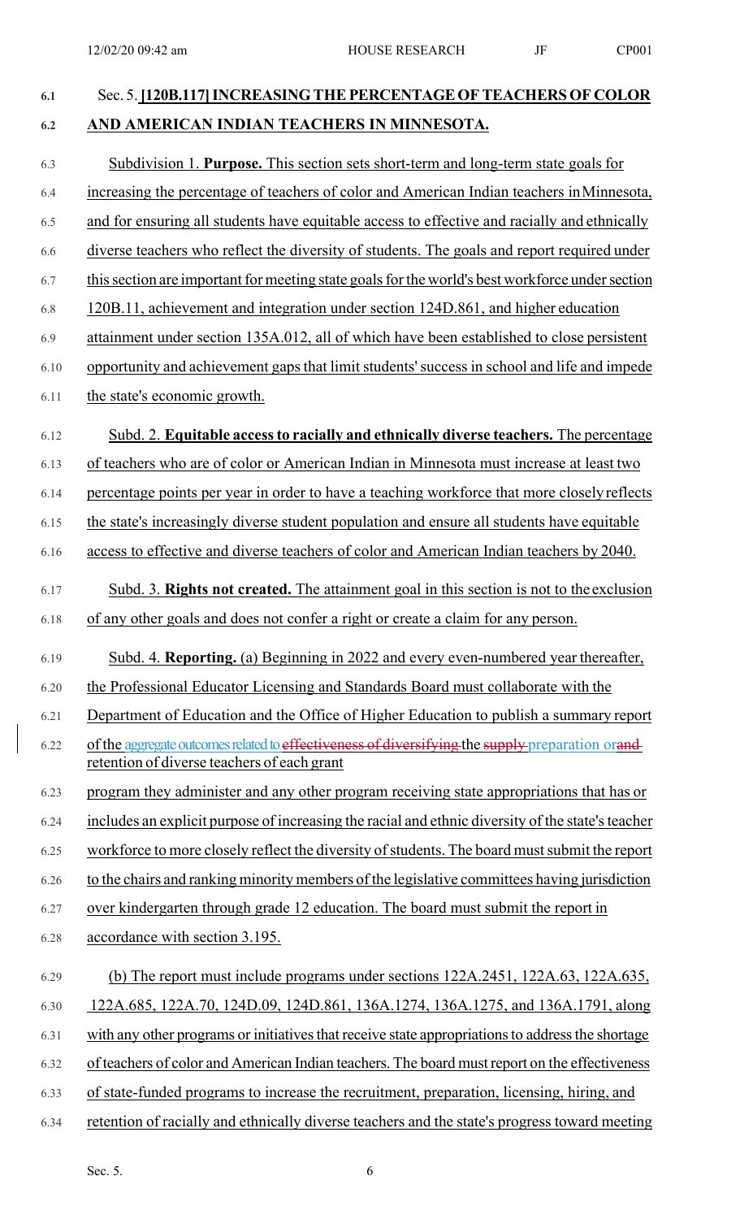Sec. 5. **[120B.117] INCREASING THE PERCENTAGE OF TEACHERS OF COLOR AND AMERICAN INDIAN TEACHERS IN MINNESOTA.**

Subdivision 1. **Purpose.** This section sets short-term and long-term state goals for increasing the percentage of teachers of color and American Indian teachers in Minnesota, and for ensuring all students have equitable access to effective and racially and ethnically diverse teachers who reflect the diversity of students. The goals and report required under this section are important for meeting state goals for the world's best workforce under section 120B.11, achievement and integration under section 124D.861, and higher education attainment under section 135A.012, all of which have been established to close persistent opportunity and achievement gaps that limit students' success in school and life and impede the state's economic growth.

Subd. 2. **Equitable access to racially and ethnically diverse teachers.** The percentage of teachers who are of color or American Indian in Minnesota must increase at least two percentage points per year in order to have a teaching workforce that more closely reflects the state's increasingly diverse student population and ensure all students have equitable access to effective and diverse teachers of color and American Indian teachers by 2040.

Subd. 3. **Rights not created.** The attainment goal in this section is not to the exclusion of any other goals and does not confer a right or create a claim for any person.

Subd. 4. **Reporting.** (a) Beginning in 2022 and every even-numbered year thereafter, the Professional Educator Licensing and Standards Board must collaborate with the Department of Education and the Office of Higher Education to publish a summary report of the aggregate outcomes related to ~~effectiveness of diversifying~~ the ~~supply~~ preparation or ~~and~~ retention of diverse teachers of each grant program they administer and any other program receiving state appropriations that has or includes an explicit purpose of increasing the racial and ethnic diversity of the state's teacher workforce to more closely reflect the diversity of students. The board must submit the report to the chairs and ranking minority members of the legislative committees having jurisdiction over kindergarten through grade 12 education. The board must submit the report in accordance with section 3.195.

(b) The report must include programs under sections 122A.2451, 122A.63, 122A.635, 122A.685, 122A.70, 124D.09, 124D.861, 136A.1274, 136A.1275, and 136A.1791, along with any other programs or initiatives that receive state appropriations to address the shortage of teachers of color and American Indian teachers. The board must report on the effectiveness of state-funded programs to increase the recruitment, preparation, licensing, hiring, and retention of racially and ethnically diverse teachers and the state's progress toward meeting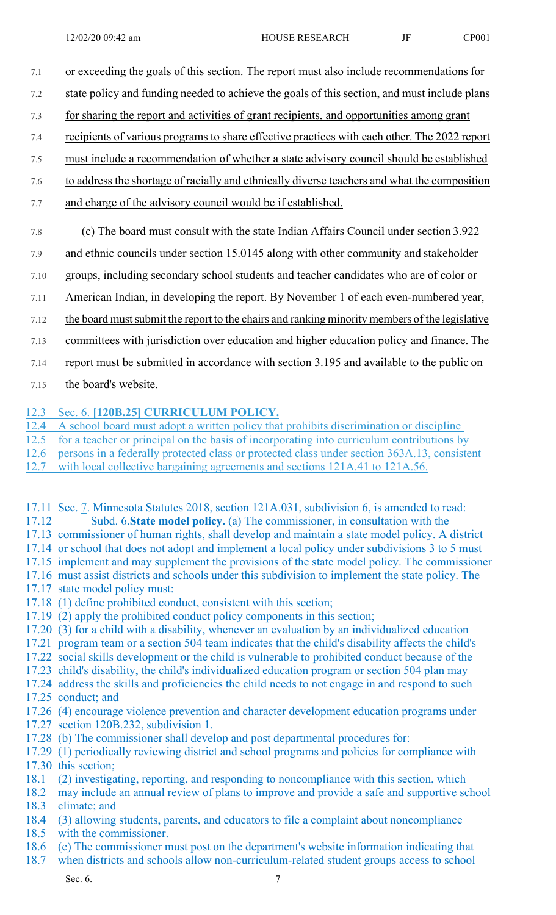7.1 or exceeding the goals of this section. The report must also include recommendations for
7.2 state policy and funding needed to achieve the goals of this section, and must include plans
7.3 for sharing the report and activities of grant recipients, and opportunities among grant
7.4 recipients of various programs to share effective practices with each other. The 2022 report
7.5 must include a recommendation of whether a state advisory council should be established
7.6 to address the shortage of racially and ethnically diverse teachers and what the composition
7.7 and charge of the advisory council would be if established.

7.8 (c) The board must consult with the state Indian Affairs Council under section 3.922
7.9 and ethnic councils under section 15.0145 along with other community and stakeholder
7.10 groups, including secondary school students and teacher candidates who are of color or
7.11 American Indian, in developing the report. By November 1 of each even-numbered year,
7.12 the board must submit the report to the chairs and ranking minority members of the legislative
7.13 committees with jurisdiction over education and higher education policy and finance. The
7.14 report must be submitted in accordance with section 3.195 and available to the public on
7.15 the board's website.

12.3 Sec. 6. **[120B.25] CURRICULUM POLICY.**
12.4 A school board must adopt a written policy that prohibits discrimination or discipline
12.5 for a teacher or principal on the basis of incorporating into curriculum contributions by
12.6 persons in a federally protected class or protected class under section 363A.13, consistent
12.7 with local collective bargaining agreements and sections 121A.41 to 121A.56.

17.11 Sec. 7. Minnesota Statutes 2018, section 121A.031, subdivision 6, is amended to read:
17.12 Subd. 6. **State model policy.** (a) The commissioner, in consultation with the
17.13 commissioner of human rights, shall develop and maintain a state model policy. A district
17.14 or school that does not adopt and implement a local policy under subdivisions 3 to 5 must
17.15 implement and may supplement the provisions of the state model policy. The commissioner
17.16 must assist districts and schools under this subdivision to implement the state policy. The
17.17 state model policy must:
17.18 (1) define prohibited conduct, consistent with this section;
17.19 (2) apply the prohibited conduct policy components in this section;
17.20 (3) for a child with a disability, whenever an evaluation by an individualized education
17.21 program team or a section 504 team indicates that the child's disability affects the child's
17.22 social skills development or the child is vulnerable to prohibited conduct because of the
17.23 child's disability, the child's individualized education program or section 504 plan may
17.24 address the skills and proficiencies the child needs to not engage in and respond to such
17.25 conduct; and
17.26 (4) encourage violence prevention and character development education programs under
17.27 section 120B.232, subdivision 1.
17.28 (b) The commissioner shall develop and post departmental procedures for:
17.29 (1) periodically reviewing district and school programs and policies for compliance with
17.30 this section;
18.1 (2) investigating, reporting, and responding to noncompliance with this section, which
18.2 may include an annual review of plans to improve and provide a safe and supportive school
18.3 climate; and
18.4 (3) allowing students, parents, and educators to file a complaint about noncompliance
18.5 with the commissioner.
18.6 (c) The commissioner must post on the department's website information indicating that
18.7 when districts and schools allow non-curriculum-related student groups access to school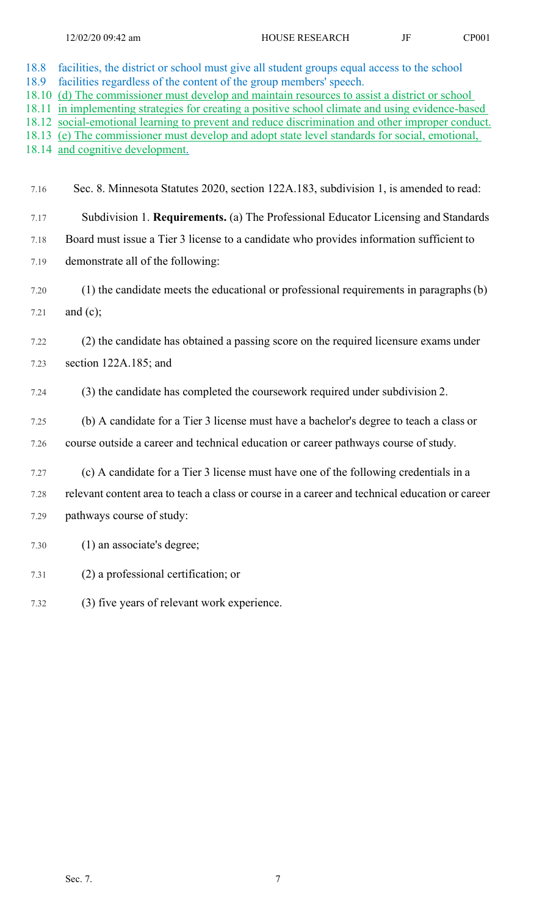18.8 facilities, the district or school must give all student groups equal access to the school
18.9 facilities regardless of the content of the group members' speech.
18.10 (d) The commissioner must develop and maintain resources to assist a district or school
18.11 in implementing strategies for creating a positive school climate and using evidence-based
18.12 social-emotional learning to prevent and reduce discrimination and other improper conduct.
18.13 (e) The commissioner must develop and adopt state level standards for social, emotional,
18.14 and cognitive development.

7.16 Sec. 8. Minnesota Statutes 2020, section 122A.183, subdivision 1, is amended to read:

7.17 Subdivision 1. **Requirements.** (a) The Professional Educator Licensing and Standards
7.18 Board must issue a Tier 3 license to a candidate who provides information sufficient to
7.19 demonstrate all of the following:

7.20 (1) the candidate meets the educational or professional requirements in paragraphs (b)
7.21 and (c);

7.22 (2) the candidate has obtained a passing score on the required licensure exams under
7.23 section 122A.185; and

7.24 (3) the candidate has completed the coursework required under subdivision 2.

7.25 (b) A candidate for a Tier 3 license must have a bachelor's degree to teach a class or
7.26 course outside a career and technical education or career pathways course of study.

7.27 (c) A candidate for a Tier 3 license must have one of the following credentials in a
7.28 relevant content area to teach a class or course in a career and technical education or career
7.29 pathways course of study:

7.30 (1) an associate's degree;

7.31 (2) a professional certification; or

7.32 (3) five years of relevant work experience.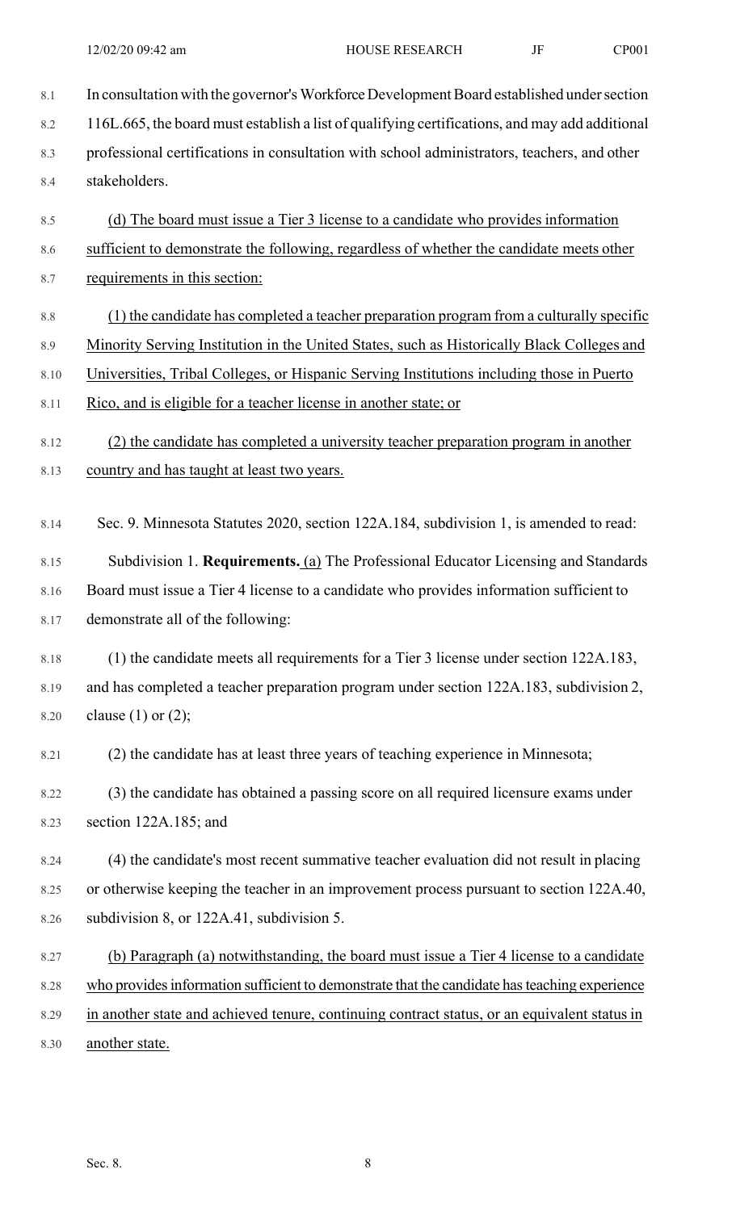In consultation with the governor's Workforce Development Board established under section 116L.665, the board must establish a list of qualifying certifications, and may add additional professional certifications in consultation with school administrators, teachers, and other stakeholders.

(d) The board must issue a Tier 3 license to a candidate who provides information sufficient to demonstrate the following, regardless of whether the candidate meets other requirements in this section:

(1) the candidate has completed a teacher preparation program from a culturally specific Minority Serving Institution in the United States, such as Historically Black Colleges and Universities, Tribal Colleges, or Hispanic Serving Institutions including those in Puerto Rico, and is eligible for a teacher license in another state; or

(2) the candidate has completed a university teacher preparation program in another country and has taught at least two years.

Sec. 9. Minnesota Statutes 2020, section 122A.184, subdivision 1, is amended to read:

Subdivision 1. **Requirements.** (a) The Professional Educator Licensing and Standards Board must issue a Tier 4 license to a candidate who provides information sufficient to demonstrate all of the following:

(1) the candidate meets all requirements for a Tier 3 license under section 122A.183, and has completed a teacher preparation program under section 122A.183, subdivision 2, clause (1) or (2);

(2) the candidate has at least three years of teaching experience in Minnesota;

(3) the candidate has obtained a passing score on all required licensure exams under section 122A.185; and

(4) the candidate's most recent summative teacher evaluation did not result in placing or otherwise keeping the teacher in an improvement process pursuant to section 122A.40, subdivision 8, or 122A.41, subdivision 5.

(b) Paragraph (a) notwithstanding, the board must issue a Tier 4 license to a candidate who provides information sufficient to demonstrate that the candidate has teaching experience in another state and achieved tenure, continuing contract status, or an equivalent status in another state.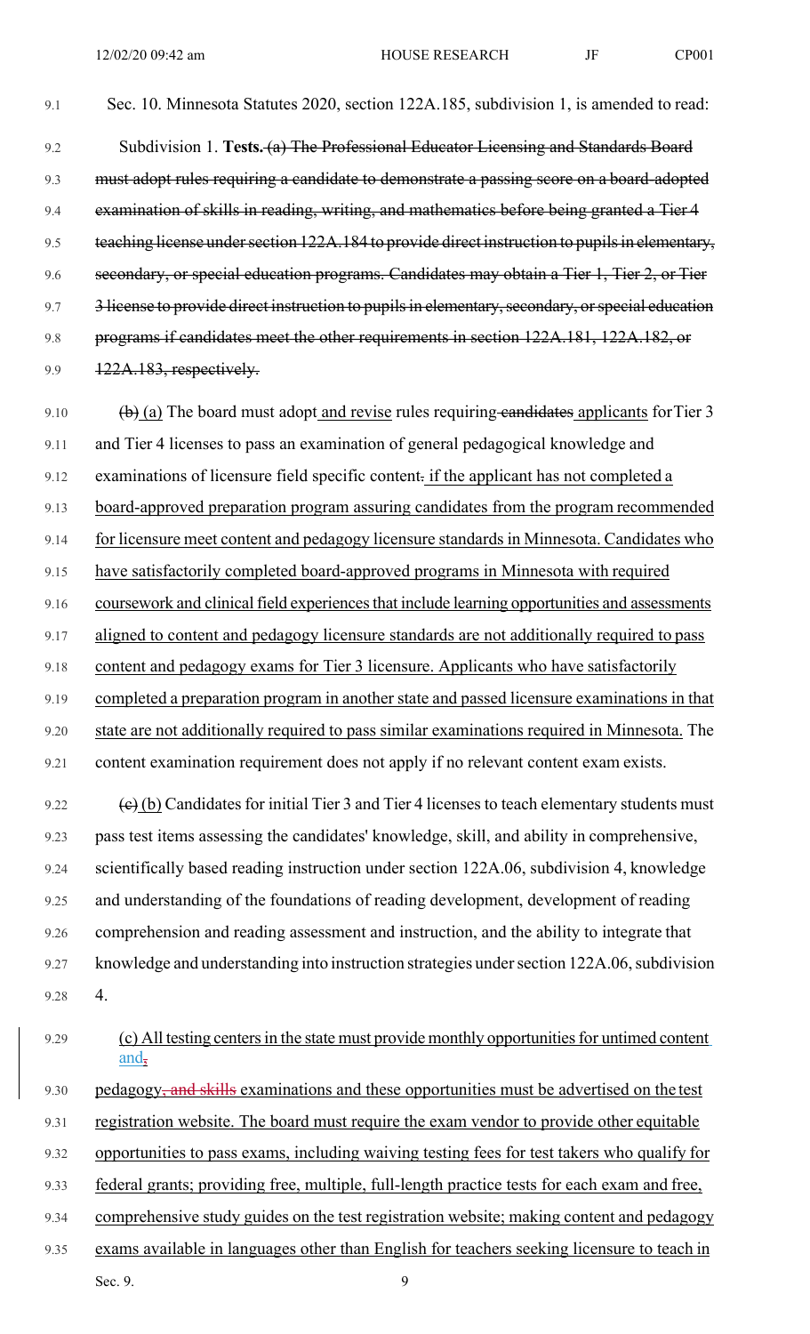Sec. 10. Minnesota Statutes 2020, section 122A.185, subdivision 1, is amended to read:

Subdivision 1. **Tests.** ~~(a) The Professional Educator Licensing and Standards Board must adopt rules requiring a candidate to demonstrate a passing score on a board-adopted examination of skills in reading, writing, and mathematics before being granted a Tier 4 teaching license under section 122A.184 to provide direct instruction to pupils in elementary, secondary, or special education programs. Candidates may obtain a Tier 1, Tier 2, or Tier 3 license to provide direct instruction to pupils in elementary, secondary, or special education programs if candidates meet the other requirements in section 122A.181, 122A.182, or 122A.183, respectively.~~

~~(b)~~ (a) The board must adopt and revise rules requiring ~~candidates~~ applicants for Tier 3 and Tier 4 licenses to pass an examination of general pedagogical knowledge and examinations of licensure field specific content~~.~~ if the applicant has not completed a board-approved preparation program assuring candidates from the program recommended for licensure meet content and pedagogy licensure standards in Minnesota. Candidates who have satisfactorily completed board-approved programs in Minnesota with required coursework and clinical field experiences that include learning opportunities and assessments aligned to content and pedagogy licensure standards are not additionally required to pass content and pedagogy exams for Tier 3 licensure. Applicants who have satisfactorily completed a preparation program in another state and passed licensure examinations in that state are not additionally required to pass similar examinations required in Minnesota. The content examination requirement does not apply if no relevant content exam exists.

~~(c)~~ (b) Candidates for initial Tier 3 and Tier 4 licenses to teach elementary students must pass test items assessing the candidates' knowledge, skill, and ability in comprehensive, scientifically based reading instruction under section 122A.06, subdivision 4, knowledge and understanding of the foundations of reading development, development of reading comprehension and reading assessment and instruction, and the ability to integrate that knowledge and understanding into instruction strategies under section 122A.06, subdivision 4.

(c) All testing centers in the state must provide monthly opportunities for untimed content and~~,~~ pedagogy~~, and skills~~ examinations and these opportunities must be advertised on the test registration website. The board must require the exam vendor to provide other equitable opportunities to pass exams, including waiving testing fees for test takers who qualify for federal grants; providing free, multiple, full-length practice tests for each exam and free, comprehensive study guides on the test registration website; making content and pedagogy exams available in languages other than English for teachers seeking licensure to teach in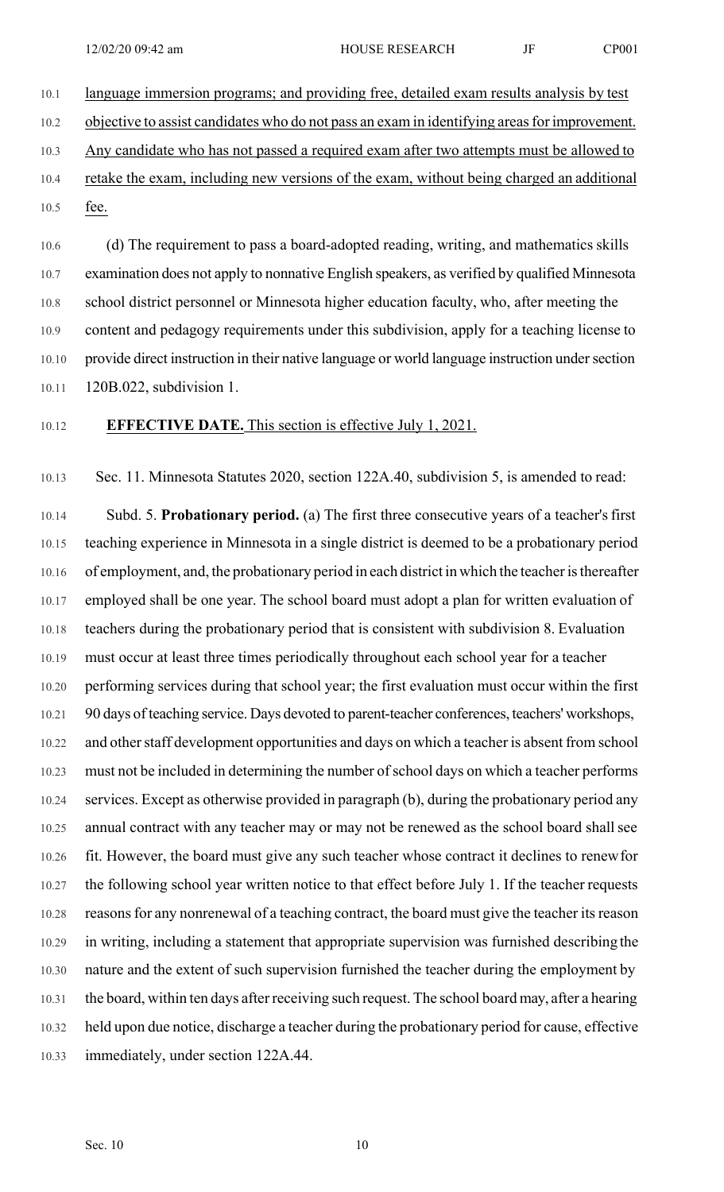language immersion programs; and providing free, detailed exam results analysis by test objective to assist candidates who do not pass an exam in identifying areas for improvement. Any candidate who has not passed a required exam after two attempts must be allowed to retake the exam, including new versions of the exam, without being charged an additional fee.

(d) The requirement to pass a board-adopted reading, writing, and mathematics skills examination does not apply to nonnative English speakers, as verified by qualified Minnesota school district personnel or Minnesota higher education faculty, who, after meeting the content and pedagogy requirements under this subdivision, apply for a teaching license to provide direct instruction in their native language or world language instruction under section 120B.022, subdivision 1.

**EFFECTIVE DATE.** This section is effective July 1, 2021.

Sec. 11. Minnesota Statutes 2020, section 122A.40, subdivision 5, is amended to read:

Subd. 5. **Probationary period.** (a) The first three consecutive years of a teacher's first teaching experience in Minnesota in a single district is deemed to be a probationary period of employment, and, the probationary period in each district in which the teacher is thereafter employed shall be one year. The school board must adopt a plan for written evaluation of teachers during the probationary period that is consistent with subdivision 8. Evaluation must occur at least three times periodically throughout each school year for a teacher performing services during that school year; the first evaluation must occur within the first 90 days of teaching service. Days devoted to parent-teacher conferences, teachers' workshops, and other staff development opportunities and days on which a teacher is absent from school must not be included in determining the number of school days on which a teacher performs services. Except as otherwise provided in paragraph (b), during the probationary period any annual contract with any teacher may or may not be renewed as the school board shall see fit. However, the board must give any such teacher whose contract it declines to renew for the following school year written notice to that effect before July 1. If the teacher requests reasons for any nonrenewal of a teaching contract, the board must give the teacher its reason in writing, including a statement that appropriate supervision was furnished describing the nature and the extent of such supervision furnished the teacher during the employment by the board, within ten days after receiving such request. The school board may, after a hearing held upon due notice, discharge a teacher during the probationary period for cause, effective immediately, under section 122A.44.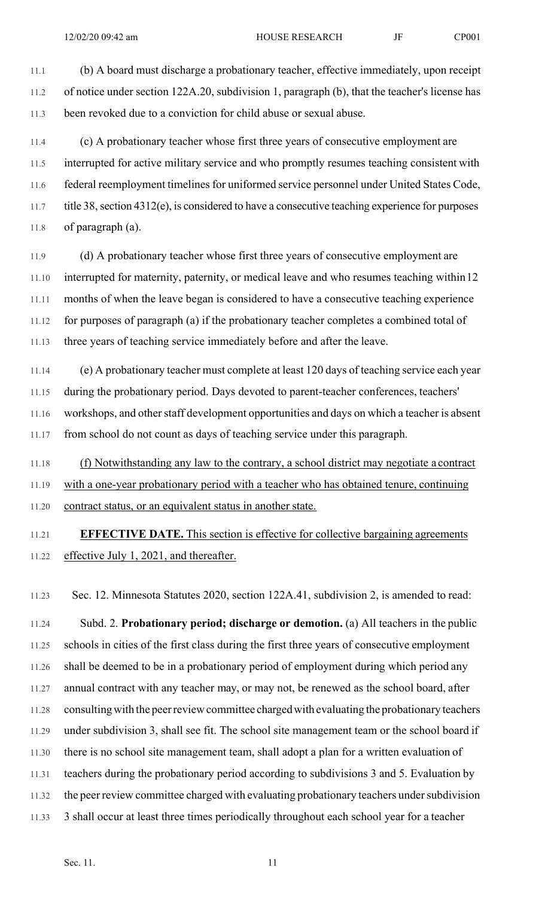(b) A board must discharge a probationary teacher, effective immediately, upon receipt of notice under section 122A.20, subdivision 1, paragraph (b), that the teacher's license has been revoked due to a conviction for child abuse or sexual abuse.

(c) A probationary teacher whose first three years of consecutive employment are interrupted for active military service and who promptly resumes teaching consistent with federal reemployment timelines for uniformed service personnel under United States Code, title 38, section 4312(e), is considered to have a consecutive teaching experience for purposes of paragraph (a).

(d) A probationary teacher whose first three years of consecutive employment are interrupted for maternity, paternity, or medical leave and who resumes teaching within 12 months of when the leave began is considered to have a consecutive teaching experience for purposes of paragraph (a) if the probationary teacher completes a combined total of three years of teaching service immediately before and after the leave.

(e) A probationary teacher must complete at least 120 days of teaching service each year during the probationary period. Days devoted to parent-teacher conferences, teachers' workshops, and other staff development opportunities and days on which a teacher is absent from school do not count as days of teaching service under this paragraph.

<u>(f) Notwithstanding any law to the contrary, a school district may negotiate a contract with a one-year probationary period with a teacher who has obtained tenure, continuing contract status, or an equivalent status in another state.</u>

**EFFECTIVE DATE.** <u>This section is effective for collective bargaining agreements effective July 1, 2021, and thereafter.</u>

Sec. 12. Minnesota Statutes 2020, section 122A.41, subdivision 2, is amended to read:

Subd. 2. **Probationary period; discharge or demotion.** (a) All teachers in the public schools in cities of the first class during the first three years of consecutive employment shall be deemed to be in a probationary period of employment during which period any annual contract with any teacher may, or may not, be renewed as the school board, after consulting with the peer review committee charged with evaluating the probationary teachers under subdivision 3, shall see fit. The school site management team or the school board if there is no school site management team, shall adopt a plan for a written evaluation of teachers during the probationary period according to subdivisions 3 and 5. Evaluation by the peer review committee charged with evaluating probationary teachers under subdivision 3 shall occur at least three times periodically throughout each school year for a teacher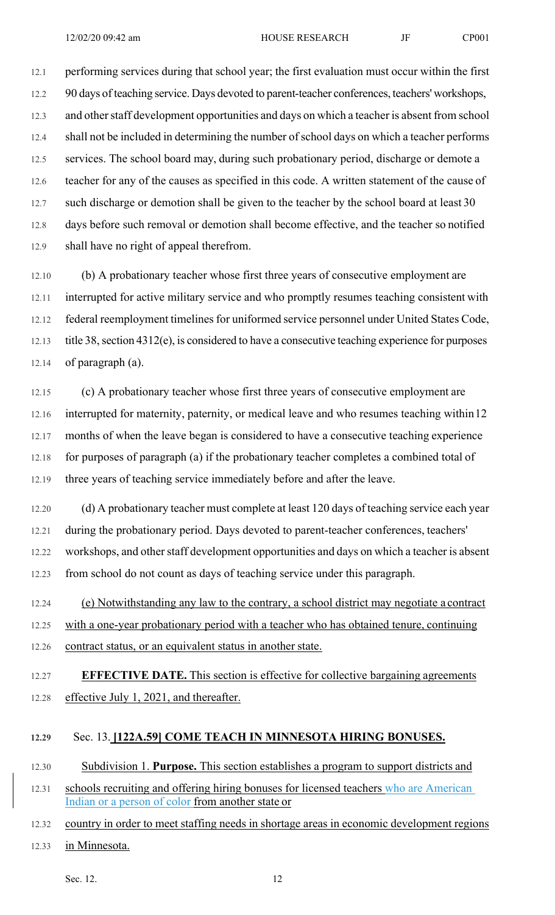performing services during that school year; the first evaluation must occur within the first 90 days of teaching service. Days devoted to parent-teacher conferences, teachers' workshops, and other staff development opportunities and days on which a teacher is absent from school shall not be included in determining the number of school days on which a teacher performs services. The school board may, during such probationary period, discharge or demote a teacher for any of the causes as specified in this code. A written statement of the cause of such discharge or demotion shall be given to the teacher by the school board at least 30 days before such removal or demotion shall become effective, and the teacher so notified shall have no right of appeal therefrom.

(b) A probationary teacher whose first three years of consecutive employment are interrupted for active military service and who promptly resumes teaching consistent with federal reemployment timelines for uniformed service personnel under United States Code, title 38, section 4312(e), is considered to have a consecutive teaching experience for purposes of paragraph (a).

(c) A probationary teacher whose first three years of consecutive employment are interrupted for maternity, paternity, or medical leave and who resumes teaching within 12 months of when the leave began is considered to have a consecutive teaching experience for purposes of paragraph (a) if the probationary teacher completes a combined total of three years of teaching service immediately before and after the leave.

(d) A probationary teacher must complete at least 120 days of teaching service each year during the probationary period. Days devoted to parent-teacher conferences, teachers' workshops, and other staff development opportunities and days on which a teacher is absent from school do not count as days of teaching service under this paragraph.

(e) Notwithstanding any law to the contrary, a school district may negotiate a contract with a one-year probationary period with a teacher who has obtained tenure, continuing contract status, or an equivalent status in another state.

**EFFECTIVE DATE.** This section is effective for collective bargaining agreements effective July 1, 2021, and thereafter.

## Sec. 13. [122A.59] COME TEACH IN MINNESOTA HIRING BONUSES.

Subdivision 1. **Purpose.** This section establishes a program to support districts and schools recruiting and offering hiring bonuses for licensed teachers who are American Indian or a person of color from another state or country in order to meet staffing needs in shortage areas in economic development regions in Minnesota.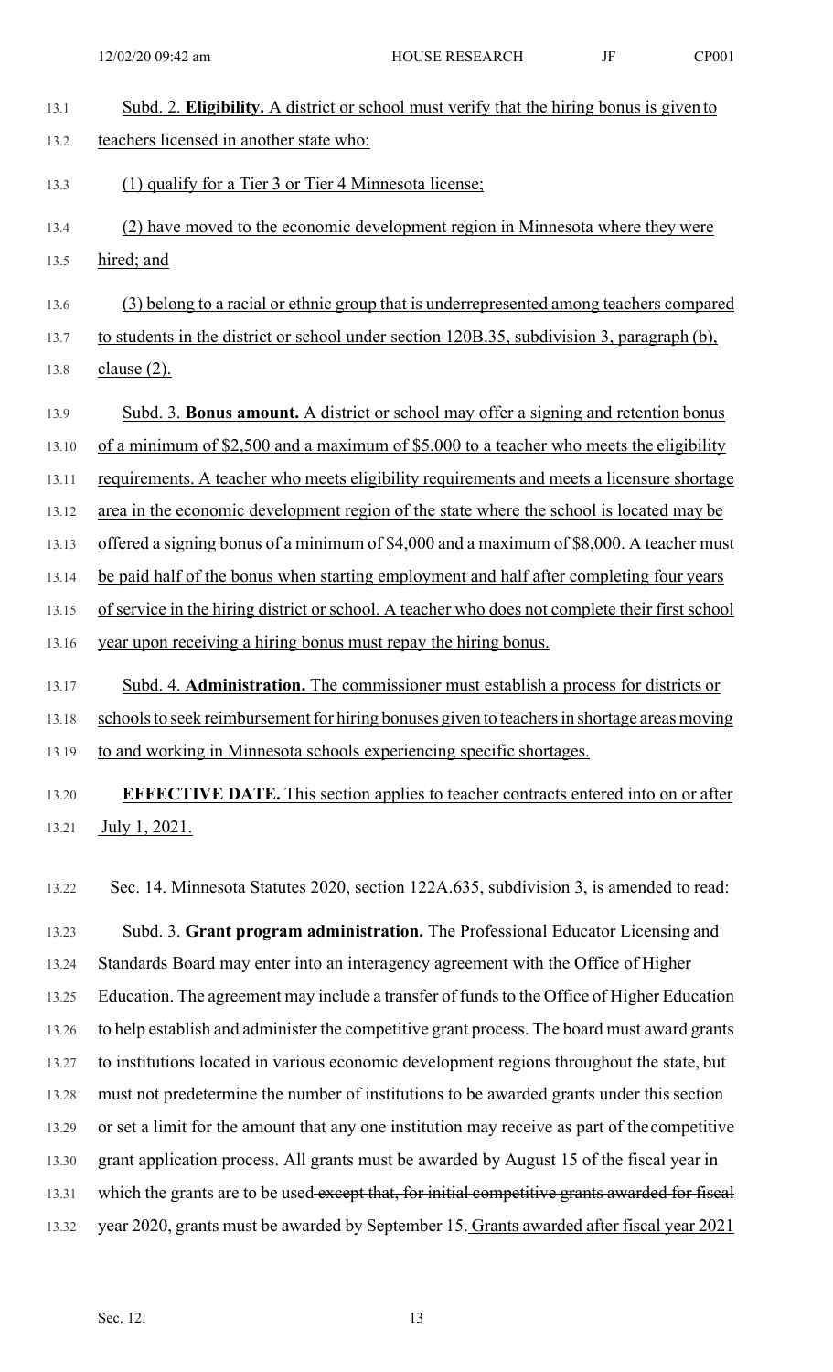Subd. 2. **Eligibility.** A district or school must verify that the hiring bonus is given to teachers licensed in another state who:

(1) qualify for a Tier 3 or Tier 4 Minnesota license;

(2) have moved to the economic development region in Minnesota where they were hired; and

(3) belong to a racial or ethnic group that is underrepresented among teachers compared to students in the district or school under section 120B.35, subdivision 3, paragraph (b), clause (2).

Subd. 3. **Bonus amount.** A district or school may offer a signing and retention bonus of a minimum of $2,500 and a maximum of $5,000 to a teacher who meets the eligibility requirements. A teacher who meets eligibility requirements and meets a licensure shortage area in the economic development region of the state where the school is located may be offered a signing bonus of a minimum of $4,000 and a maximum of $8,000. A teacher must be paid half of the bonus when starting employment and half after completing four years of service in the hiring district or school. A teacher who does not complete their first school year upon receiving a hiring bonus must repay the hiring bonus.

Subd. 4. **Administration.** The commissioner must establish a process for districts or schools to seek reimbursement for hiring bonuses given to teachers in shortage areas moving to and working in Minnesota schools experiencing specific shortages.

**EFFECTIVE DATE.** This section applies to teacher contracts entered into on or after July 1, 2021.

Sec. 14. Minnesota Statutes 2020, section 122A.635, subdivision 3, is amended to read:

Subd. 3. **Grant program administration.** The Professional Educator Licensing and Standards Board may enter into an interagency agreement with the Office of Higher Education. The agreement may include a transfer of funds to the Office of Higher Education to help establish and administer the competitive grant process. The board must award grants to institutions located in various economic development regions throughout the state, but must not predetermine the number of institutions to be awarded grants under this section or set a limit for the amount that any one institution may receive as part of the competitive grant application process. All grants must be awarded by August 15 of the fiscal year in which the grants are to be used ~~except that, for initial competitive grants awarded for fiscal year 2020, grants must be awarded by September 15~~. Grants awarded after fiscal year 2021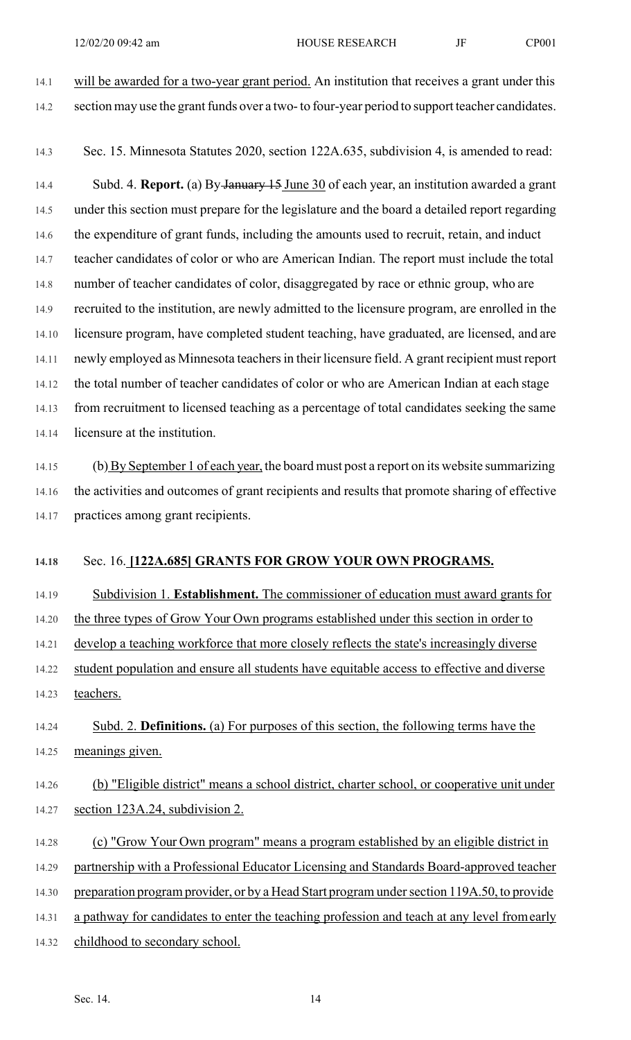will be awarded for a two-year grant period. An institution that receives a grant under this section may use the grant funds over a two- to four-year period to support teacher candidates.

Sec. 15. Minnesota Statutes 2020, section 122A.635, subdivision 4, is amended to read:

Subd. 4. **Report.** (a) By ~~January 15~~ June 30 of each year, an institution awarded a grant under this section must prepare for the legislature and the board a detailed report regarding the expenditure of grant funds, including the amounts used to recruit, retain, and induct teacher candidates of color or who are American Indian. The report must include the total number of teacher candidates of color, disaggregated by race or ethnic group, who are recruited to the institution, are newly admitted to the licensure program, are enrolled in the licensure program, have completed student teaching, have graduated, are licensed, and are newly employed as Minnesota teachers in their licensure field. A grant recipient must report the total number of teacher candidates of color or who are American Indian at each stage from recruitment to licensed teaching as a percentage of total candidates seeking the same licensure at the institution.

(b) By September 1 of each year, the board must post a report on its website summarizing the activities and outcomes of grant recipients and results that promote sharing of effective practices among grant recipients.

Sec. 16. **[122A.685] GRANTS FOR GROW YOUR OWN PROGRAMS.**

Subdivision 1. **Establishment.** The commissioner of education must award grants for the three types of Grow Your Own programs established under this section in order to develop a teaching workforce that more closely reflects the state's increasingly diverse student population and ensure all students have equitable access to effective and diverse teachers.

Subd. 2. **Definitions.** (a) For purposes of this section, the following terms have the meanings given.

(b) "Eligible district" means a school district, charter school, or cooperative unit under section 123A.24, subdivision 2.

(c) "Grow Your Own program" means a program established by an eligible district in partnership with a Professional Educator Licensing and Standards Board-approved teacher preparation program provider, or by a Head Start program under section 119A.50, to provide a pathway for candidates to enter the teaching profession and teach at any level from early childhood to secondary school.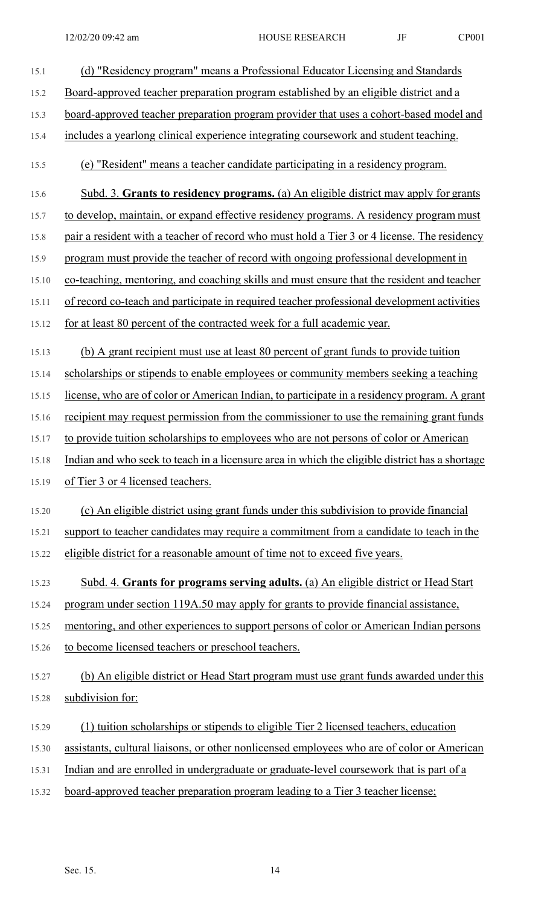(d) "Residency program" means a Professional Educator Licensing and Standards Board-approved teacher preparation program established by an eligible district and a board-approved teacher preparation program provider that uses a cohort-based model and includes a yearlong clinical experience integrating coursework and student teaching.

(e) "Resident" means a teacher candidate participating in a residency program.

Subd. 3. **Grants to residency programs.** (a) An eligible district may apply for grants to develop, maintain, or expand effective residency programs. A residency program must pair a resident with a teacher of record who must hold a Tier 3 or 4 license. The residency program must provide the teacher of record with ongoing professional development in co-teaching, mentoring, and coaching skills and must ensure that the resident and teacher of record co-teach and participate in required teacher professional development activities for at least 80 percent of the contracted week for a full academic year.

(b) A grant recipient must use at least 80 percent of grant funds to provide tuition scholarships or stipends to enable employees or community members seeking a teaching license, who are of color or American Indian, to participate in a residency program. A grant recipient may request permission from the commissioner to use the remaining grant funds to provide tuition scholarships to employees who are not persons of color or American Indian and who seek to teach in a licensure area in which the eligible district has a shortage of Tier 3 or 4 licensed teachers.

(c) An eligible district using grant funds under this subdivision to provide financial support to teacher candidates may require a commitment from a candidate to teach in the eligible district for a reasonable amount of time not to exceed five years.

Subd. 4. **Grants for programs serving adults.** (a) An eligible district or Head Start program under section 119A.50 may apply for grants to provide financial assistance, mentoring, and other experiences to support persons of color or American Indian persons to become licensed teachers or preschool teachers.

(b) An eligible district or Head Start program must use grant funds awarded under this subdivision for:

(1) tuition scholarships or stipends to eligible Tier 2 licensed teachers, education assistants, cultural liaisons, or other nonlicensed employees who are of color or American Indian and are enrolled in undergraduate or graduate-level coursework that is part of a board-approved teacher preparation program leading to a Tier 3 teacher license;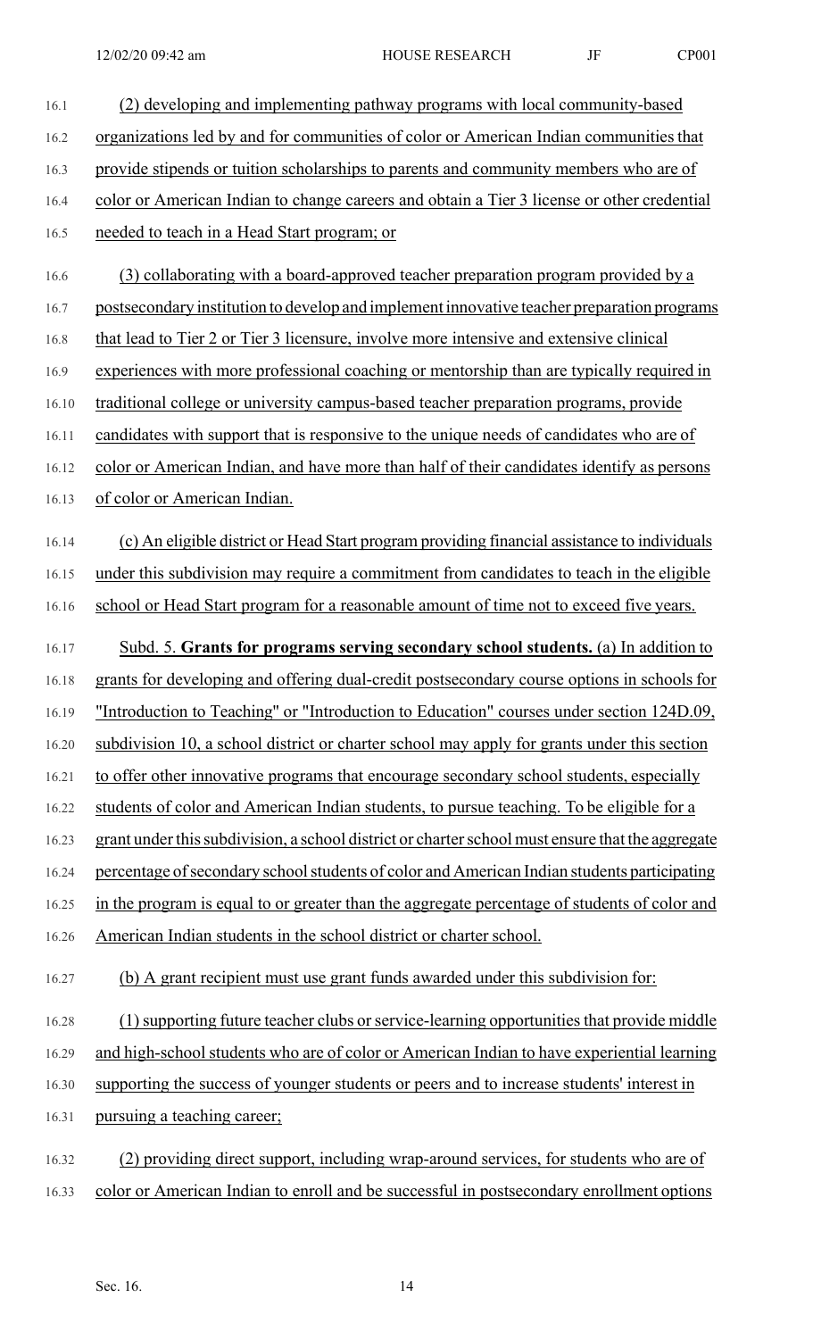(2) developing and implementing pathway programs with local community-based organizations led by and for communities of color or American Indian communities that provide stipends or tuition scholarships to parents and community members who are of color or American Indian to change careers and obtain a Tier 3 license or other credential needed to teach in a Head Start program; or

(3) collaborating with a board-approved teacher preparation program provided by a postsecondary institution to develop and implement innovative teacher preparation programs that lead to Tier 2 or Tier 3 licensure, involve more intensive and extensive clinical experiences with more professional coaching or mentorship than are typically required in traditional college or university campus-based teacher preparation programs, provide candidates with support that is responsive to the unique needs of candidates who are of color or American Indian, and have more than half of their candidates identify as persons of color or American Indian.

(c) An eligible district or Head Start program providing financial assistance to individuals under this subdivision may require a commitment from candidates to teach in the eligible school or Head Start program for a reasonable amount of time not to exceed five years.

Subd. 5. **Grants for programs serving secondary school students.** (a) In addition to grants for developing and offering dual-credit postsecondary course options in schools for "Introduction to Teaching" or "Introduction to Education" courses under section 124D.09, subdivision 10, a school district or charter school may apply for grants under this section to offer other innovative programs that encourage secondary school students, especially students of color and American Indian students, to pursue teaching. To be eligible for a grant under this subdivision, a school district or charter school must ensure that the aggregate percentage of secondary school students of color and American Indian students participating in the program is equal to or greater than the aggregate percentage of students of color and American Indian students in the school district or charter school.

(b) A grant recipient must use grant funds awarded under this subdivision for:

(1) supporting future teacher clubs or service-learning opportunities that provide middle and high-school students who are of color or American Indian to have experiential learning supporting the success of younger students or peers and to increase students' interest in pursuing a teaching career;

(2) providing direct support, including wrap-around services, for students who are of color or American Indian to enroll and be successful in postsecondary enrollment options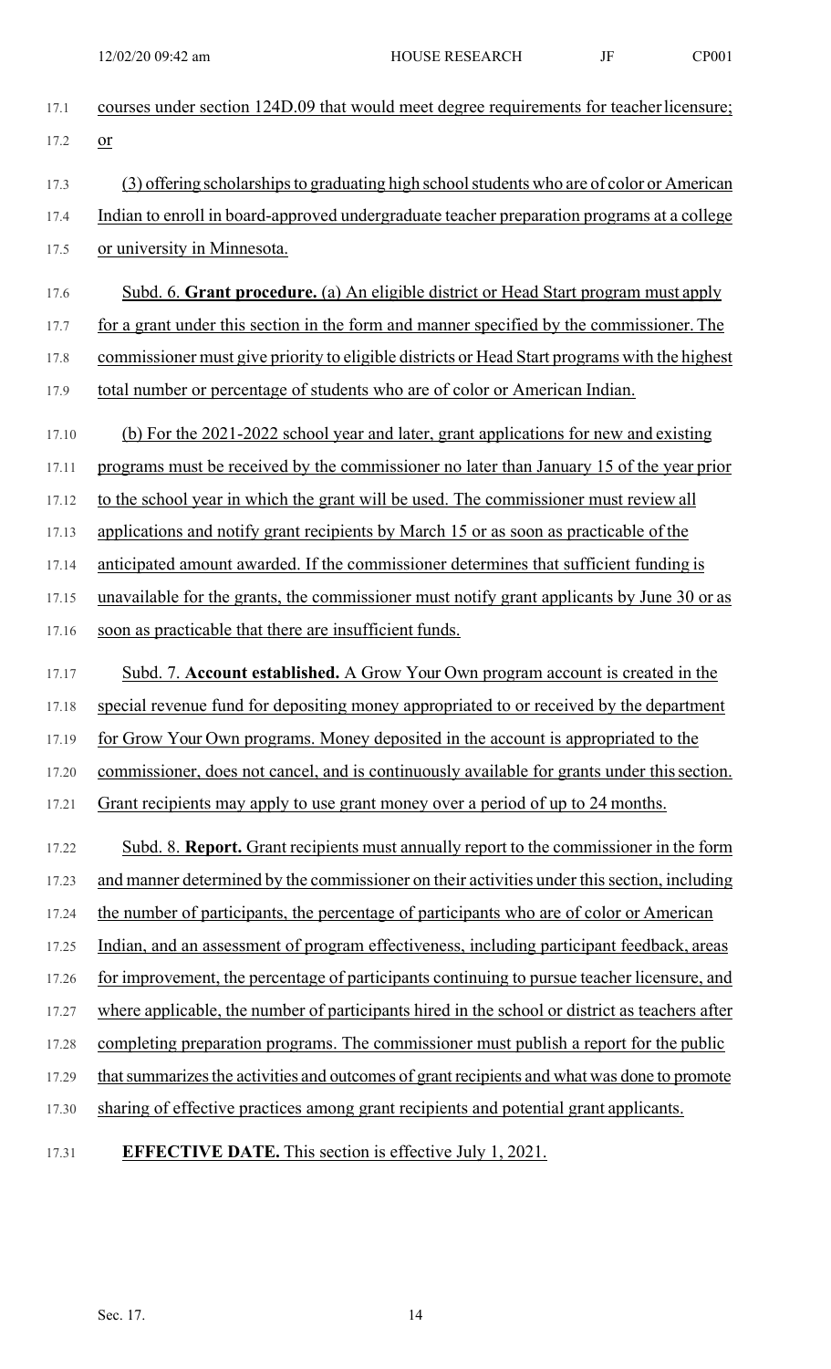courses under section 124D.09 that would meet degree requirements for teacher licensure; or

(3) offering scholarships to graduating high school students who are of color or American Indian to enroll in board-approved undergraduate teacher preparation programs at a college or university in Minnesota.

Subd. 6. **Grant procedure.** (a) An eligible district or Head Start program must apply for a grant under this section in the form and manner specified by the commissioner. The commissioner must give priority to eligible districts or Head Start programs with the highest total number or percentage of students who are of color or American Indian.

(b) For the 2021-2022 school year and later, grant applications for new and existing programs must be received by the commissioner no later than January 15 of the year prior to the school year in which the grant will be used. The commissioner must review all applications and notify grant recipients by March 15 or as soon as practicable of the anticipated amount awarded. If the commissioner determines that sufficient funding is unavailable for the grants, the commissioner must notify grant applicants by June 30 or as soon as practicable that there are insufficient funds.

Subd. 7. **Account established.** A Grow Your Own program account is created in the special revenue fund for depositing money appropriated to or received by the department for Grow Your Own programs. Money deposited in the account is appropriated to the commissioner, does not cancel, and is continuously available for grants under this section. Grant recipients may apply to use grant money over a period of up to 24 months.

Subd. 8. **Report.** Grant recipients must annually report to the commissioner in the form and manner determined by the commissioner on their activities under this section, including the number of participants, the percentage of participants who are of color or American Indian, and an assessment of program effectiveness, including participant feedback, areas for improvement, the percentage of participants continuing to pursue teacher licensure, and where applicable, the number of participants hired in the school or district as teachers after completing preparation programs. The commissioner must publish a report for the public that summarizes the activities and outcomes of grant recipients and what was done to promote sharing of effective practices among grant recipients and potential grant applicants.

**EFFECTIVE DATE.** This section is effective July 1, 2021.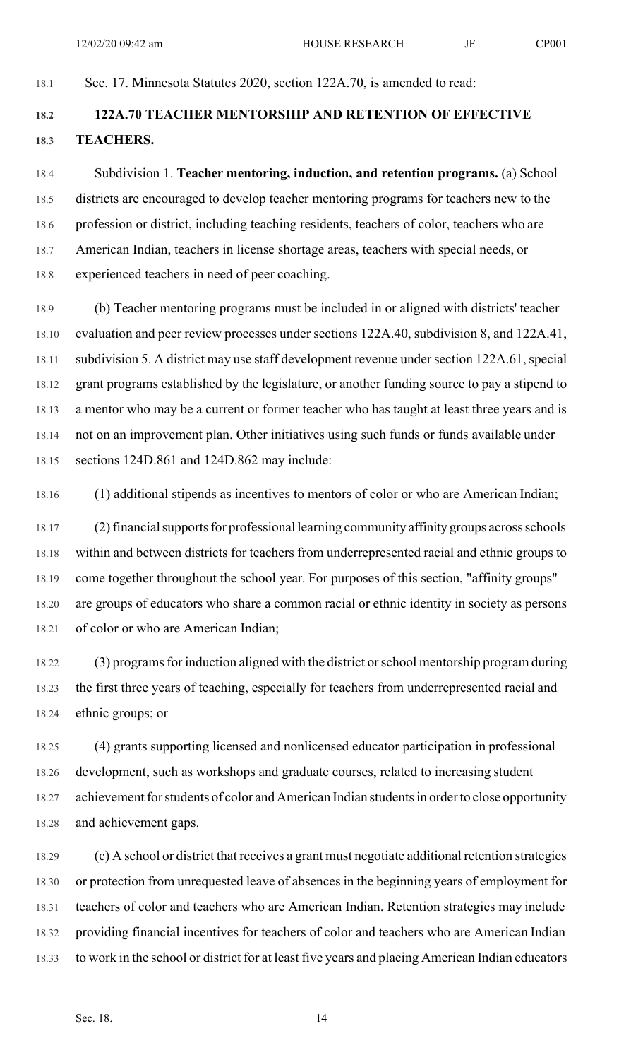Sec. 17. Minnesota Statutes 2020, section 122A.70, is amended to read:

## 122A.70 TEACHER MENTORSHIP AND RETENTION OF EFFECTIVE TEACHERS.

Subdivision 1. **Teacher mentoring, induction, and retention programs.** (a) School districts are encouraged to develop teacher mentoring programs for teachers new to the profession or district, including teaching residents, teachers of color, teachers who are American Indian, teachers in license shortage areas, teachers with special needs, or experienced teachers in need of peer coaching.

(b) Teacher mentoring programs must be included in or aligned with districts' teacher evaluation and peer review processes under sections 122A.40, subdivision 8, and 122A.41, subdivision 5. A district may use staff development revenue under section 122A.61, special grant programs established by the legislature, or another funding source to pay a stipend to a mentor who may be a current or former teacher who has taught at least three years and is not on an improvement plan. Other initiatives using such funds or funds available under sections 124D.861 and 124D.862 may include:

(1) additional stipends as incentives to mentors of color or who are American Indian;

(2) financial supports for professional learning community affinity groups across schools within and between districts for teachers from underrepresented racial and ethnic groups to come together throughout the school year. For purposes of this section, "affinity groups" are groups of educators who share a common racial or ethnic identity in society as persons of color or who are American Indian;

(3) programs for induction aligned with the district or school mentorship program during the first three years of teaching, especially for teachers from underrepresented racial and ethnic groups; or

(4) grants supporting licensed and nonlicensed educator participation in professional development, such as workshops and graduate courses, related to increasing student achievement for students of color and American Indian students in order to close opportunity and achievement gaps.

(c) A school or district that receives a grant must negotiate additional retention strategies or protection from unrequested leave of absences in the beginning years of employment for teachers of color and teachers who are American Indian. Retention strategies may include providing financial incentives for teachers of color and teachers who are American Indian to work in the school or district for at least five years and placing American Indian educators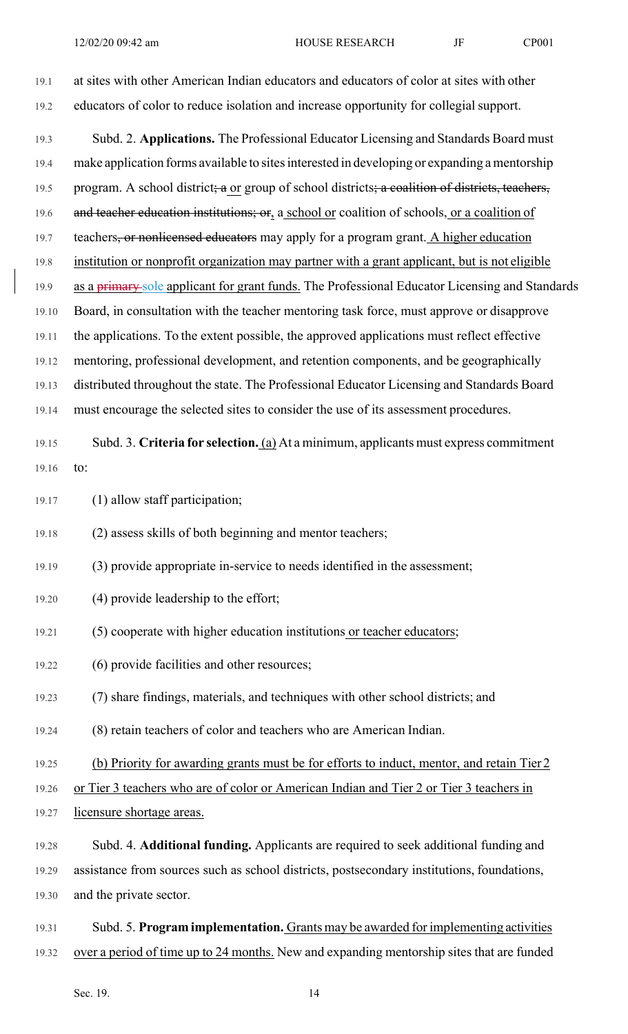at sites with other American Indian educators and educators of color at sites with other educators of color to reduce isolation and increase opportunity for collegial support.

Subd. 2. **Applications.** The Professional Educator Licensing and Standards Board must make application forms available to sites interested in developing or expanding a mentorship program. A school district; a or group of school districts; a coalition of districts, teachers, and teacher education institutions; or, a school or coalition of schools, or a coalition of teachers, or nonlicensed educators may apply for a program grant. A higher education institution or nonprofit organization may partner with a grant applicant, but is not eligible as a primary sole applicant for grant funds. The Professional Educator Licensing and Standards Board, in consultation with the teacher mentoring task force, must approve or disapprove the applications. To the extent possible, the approved applications must reflect effective mentoring, professional development, and retention components, and be geographically distributed throughout the state. The Professional Educator Licensing and Standards Board must encourage the selected sites to consider the use of its assessment procedures.

Subd. 3. **Criteria for selection.** (a) At a minimum, applicants must express commitment to:

(1) allow staff participation;

(2) assess skills of both beginning and mentor teachers;

(3) provide appropriate in-service to needs identified in the assessment;

(4) provide leadership to the effort;

(5) cooperate with higher education institutions or teacher educators;

(6) provide facilities and other resources;

(7) share findings, materials, and techniques with other school districts; and

(8) retain teachers of color and teachers who are American Indian.

(b) Priority for awarding grants must be for efforts to induct, mentor, and retain Tier 2 or Tier 3 teachers who are of color or American Indian and Tier 2 or Tier 3 teachers in licensure shortage areas.

Subd. 4. **Additional funding.** Applicants are required to seek additional funding and assistance from sources such as school districts, postsecondary institutions, foundations, and the private sector.

Subd. 5. **Program implementation.** Grants may be awarded for implementing activities over a period of time up to 24 months. New and expanding mentorship sites that are funded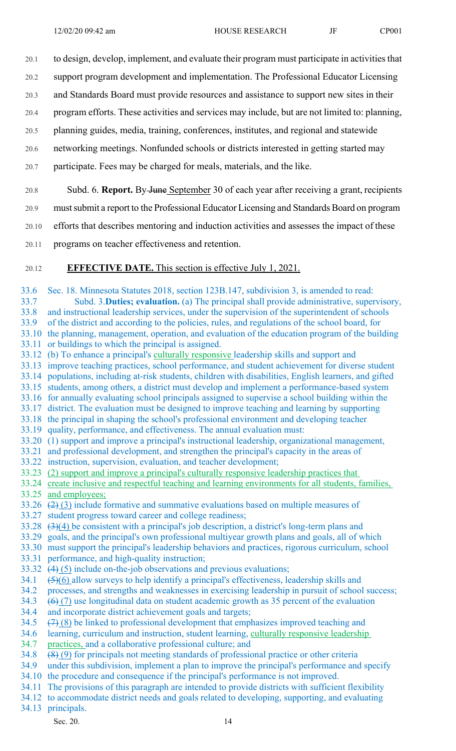to design, develop, implement, and evaluate their program must participate in activities that support program development and implementation. The Professional Educator Licensing and Standards Board must provide resources and assistance to support new sites in their program efforts. These activities and services may include, but are not limited to: planning, planning guides, media, training, conferences, institutes, and regional and statewide networking meetings. Nonfunded schools or districts interested in getting started may participate. Fees may be charged for meals, materials, and the like.

Subd. 6. **Report.** By ~~June~~ September 30 of each year after receiving a grant, recipients must submit a report to the Professional Educator Licensing and Standards Board on program efforts that describes mentoring and induction activities and assesses the impact of these programs on teacher effectiveness and retention.

**EFFECTIVE DATE.** This section is effective July 1, 2021.

Sec. 18. Minnesota Statutes 2018, section 123B.147, subdivision 3, is amended to read:

Subd. 3. **Duties; evaluation.** (a) The principal shall provide administrative, supervisory, and instructional leadership services, under the supervision of the superintendent of schools of the district and according to the policies, rules, and regulations of the school board, for the planning, management, operation, and evaluation of the education program of the building or buildings to which the principal is assigned.

(b) To enhance a principal's culturally responsive leadership skills and support and improve teaching practices, school performance, and student achievement for diverse student populations, including at-risk students, children with disabilities, English learners, and gifted students, among others, a district must develop and implement a performance-based system for annually evaluating school principals assigned to supervise a school building within the district. The evaluation must be designed to improve teaching and learning by supporting the principal in shaping the school's professional environment and developing teacher quality, performance, and effectiveness. The annual evaluation must:

(1) support and improve a principal's instructional leadership, organizational management, and professional development, and strengthen the principal's capacity in the areas of instruction, supervision, evaluation, and teacher development;

(2) support and improve a principal's culturally responsive leadership practices that create inclusive and respectful teaching and learning environments for all students, families, and employees;

~~(2)~~ (3) include formative and summative evaluations based on multiple measures of student progress toward career and college readiness;

~~(3)~~ (4) be consistent with a principal's job description, a district's long-term plans and goals, and the principal's own professional multiyear growth plans and goals, all of which must support the principal's leadership behaviors and practices, rigorous curriculum, school performance, and high-quality instruction;

~~(4)~~ (5) include on-the-job observations and previous evaluations;

~~(5)~~ (6) allow surveys to help identify a principal's effectiveness, leadership skills and processes, and strengths and weaknesses in exercising leadership in pursuit of school success;

~~(6)~~ (7) use longitudinal data on student academic growth as 35 percent of the evaluation and incorporate district achievement goals and targets;

~~(7)~~ (8) be linked to professional development that emphasizes improved teaching and learning, curriculum and instruction, student learning, culturally responsive leadership practices, and a collaborative professional culture; and

~~(8)~~ (9) for principals not meeting standards of professional practice or other criteria under this subdivision, implement a plan to improve the principal's performance and specify the procedure and consequence if the principal's performance is not improved.

The provisions of this paragraph are intended to provide districts with sufficient flexibility to accommodate district needs and goals related to developing, supporting, and evaluating principals.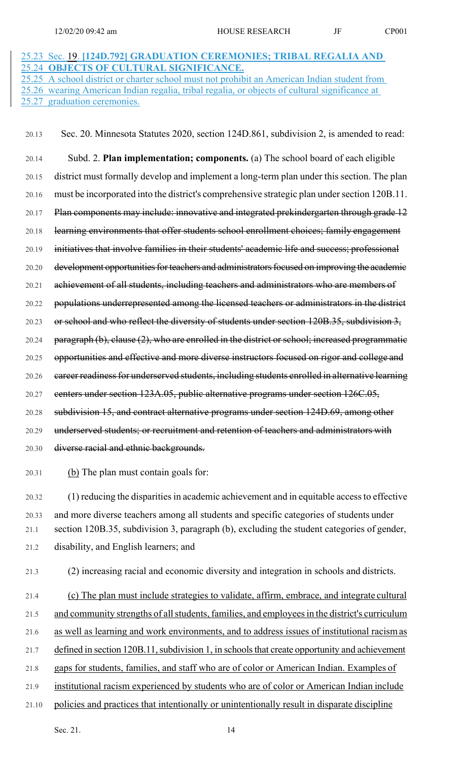**Sec. 19. [124D.792] GRADUATION CEREMONIES; TRIBAL REGALIA AND OBJECTS OF CULTURAL SIGNIFICANCE.**

A school district or charter school must not prohibit an American Indian student from wearing American Indian regalia, tribal regalia, or objects of cultural significance at graduation ceremonies.

Sec. 20. Minnesota Statutes 2020, section 124D.861, subdivision 2, is amended to read:

Subd. 2. **Plan implementation; components.** (a) The school board of each eligible district must formally develop and implement a long-term plan under this section. The plan must be incorporated into the district's comprehensive strategic plan under section 120B.11. ~~Plan components may include: innovative and integrated prekindergarten through grade 12 learning environments that offer students school enrollment choices; family engagement initiatives that involve families in their students' academic life and success; professional development opportunities for teachers and administrators focused on improving the academic achievement of all students, including teachers and administrators who are members of populations underrepresented among the licensed teachers or administrators in the district or school and who reflect the diversity of students under section 120B.35, subdivision 3, paragraph (b), clause (2), who are enrolled in the district or school; increased programmatic opportunities and effective and more diverse instructors focused on rigor and college and career readiness for underserved students, including students enrolled in alternative learning centers under section 123A.05, public alternative programs under section 126C.05, subdivision 15, and contract alternative programs under section 124D.69, among other underserved students; or recruitment and retention of teachers and administrators with diverse racial and ethnic backgrounds.~~

(b) The plan must contain goals for:

(1) reducing the disparities in academic achievement and in equitable access to effective and more diverse teachers among all students and specific categories of students under section 120B.35, subdivision 3, paragraph (b), excluding the student categories of gender, disability, and English learners; and

(2) increasing racial and economic diversity and integration in schools and districts.

(c) The plan must include strategies to validate, affirm, embrace, and integrate cultural and community strengths of all students, families, and employees in the district's curriculum as well as learning and work environments, and to address issues of institutional racism as defined in section 120B.11, subdivision 1, in schools that create opportunity and achievement gaps for students, families, and staff who are of color or American Indian. Examples of institutional racism experienced by students who are of color or American Indian include policies and practices that intentionally or unintentionally result in disparate discipline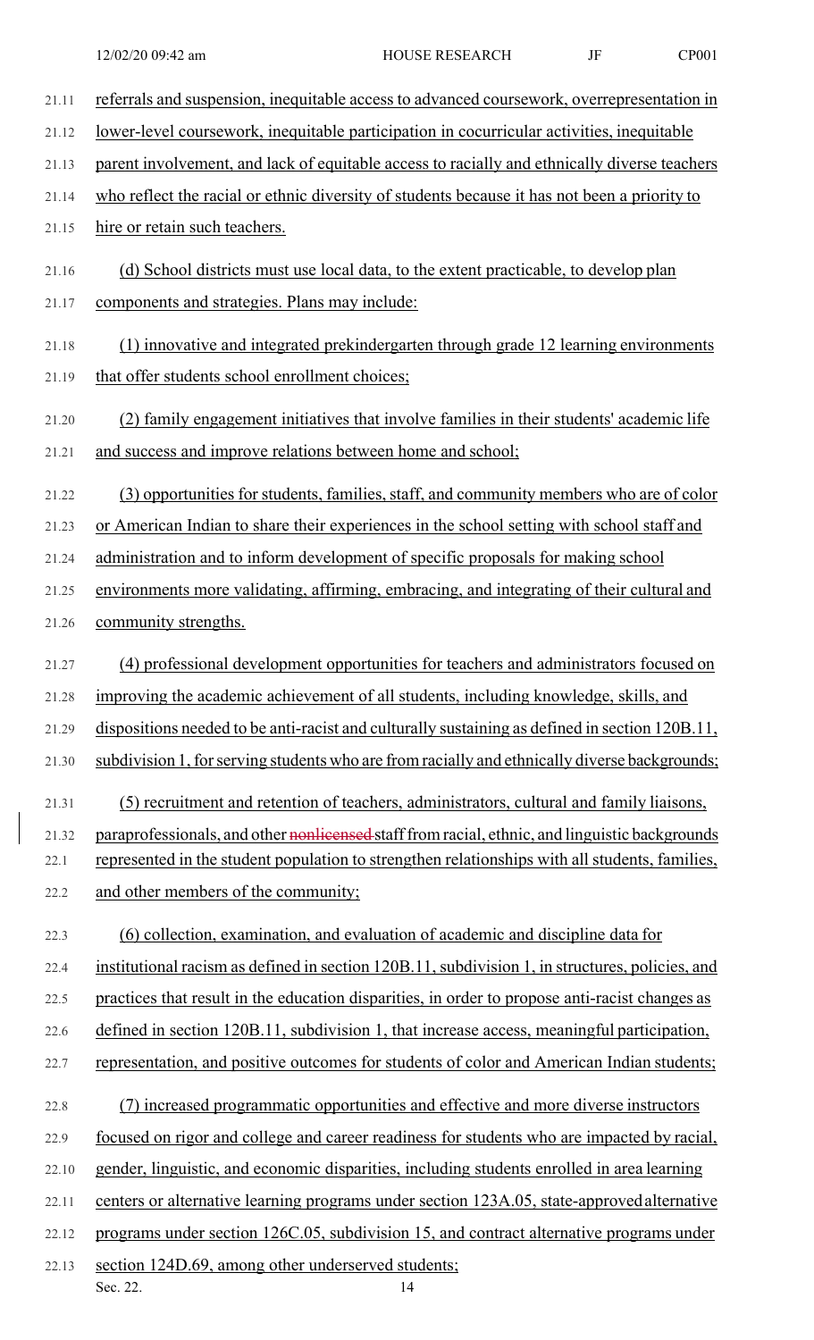referrals and suspension, inequitable access to advanced coursework, overrepresentation in lower-level coursework, inequitable participation in cocurricular activities, inequitable parent involvement, and lack of equitable access to racially and ethnically diverse teachers who reflect the racial or ethnic diversity of students because it has not been a priority to hire or retain such teachers.

(d) School districts must use local data, to the extent practicable, to develop plan components and strategies. Plans may include:

(1) innovative and integrated prekindergarten through grade 12 learning environments that offer students school enrollment choices;

(2) family engagement initiatives that involve families in their students' academic life and success and improve relations between home and school;

(3) opportunities for students, families, staff, and community members who are of color or American Indian to share their experiences in the school setting with school staff and administration and to inform development of specific proposals for making school environments more validating, affirming, embracing, and integrating of their cultural and community strengths.

(4) professional development opportunities for teachers and administrators focused on improving the academic achievement of all students, including knowledge, skills, and dispositions needed to be anti-racist and culturally sustaining as defined in section 120B.11, subdivision 1, for serving students who are from racially and ethnically diverse backgrounds;

(5) recruitment and retention of teachers, administrators, cultural and family liaisons, paraprofessionals, and other ~~nonlicensed~~ staff from racial, ethnic, and linguistic backgrounds represented in the student population to strengthen relationships with all students, families, and other members of the community;

(6) collection, examination, and evaluation of academic and discipline data for institutional racism as defined in section 120B.11, subdivision 1, in structures, policies, and practices that result in the education disparities, in order to propose anti-racist changes as defined in section 120B.11, subdivision 1, that increase access, meaningful participation, representation, and positive outcomes for students of color and American Indian students;

(7) increased programmatic opportunities and effective and more diverse instructors focused on rigor and college and career readiness for students who are impacted by racial, gender, linguistic, and economic disparities, including students enrolled in area learning centers or alternative learning programs under section 123A.05, state-approved alternative programs under section 126C.05, subdivision 15, and contract alternative programs under section 124D.69, among other underserved students;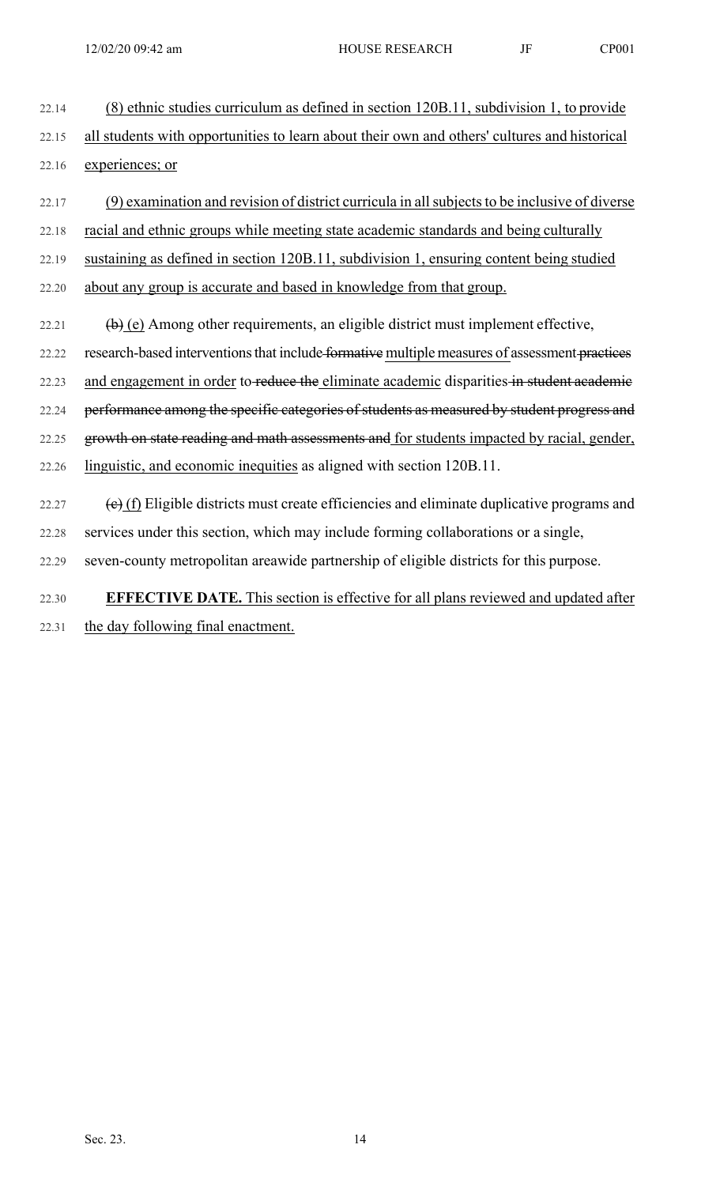22.14 (8) ethnic studies curriculum as defined in section 120B.11, subdivision 1, to provide
22.15 all students with opportunities to learn about their own and others' cultures and historical
22.16 experiences; or

22.17 (9) examination and revision of district curricula in all subjects to be inclusive of diverse
22.18 racial and ethnic groups while meeting state academic standards and being culturally
22.19 sustaining as defined in section 120B.11, subdivision 1, ensuring content being studied
22.20 about any group is accurate and based in knowledge from that group.

22.21 ~~(b)~~ (e) Among other requirements, an eligible district must implement effective,
22.22 research-based interventions that include ~~formative~~ multiple measures of assessment ~~practices~~
22.23 and engagement in order to ~~reduce the~~ eliminate academic disparities ~~in student academic~~
22.24 ~~performance among the specific categories of students as measured by student progress and~~
22.25 ~~growth on state reading and math assessments and~~ for students impacted by racial, gender,
22.26 linguistic, and economic inequities as aligned with section 120B.11.

22.27 ~~(c)~~ (f) Eligible districts must create efficiencies and eliminate duplicative programs and
22.28 services under this section, which may include forming collaborations or a single,
22.29 seven-county metropolitan areawide partnership of eligible districts for this purpose.

22.30 **EFFECTIVE DATE.** This section is effective for all plans reviewed and updated after
22.31 the day following final enactment.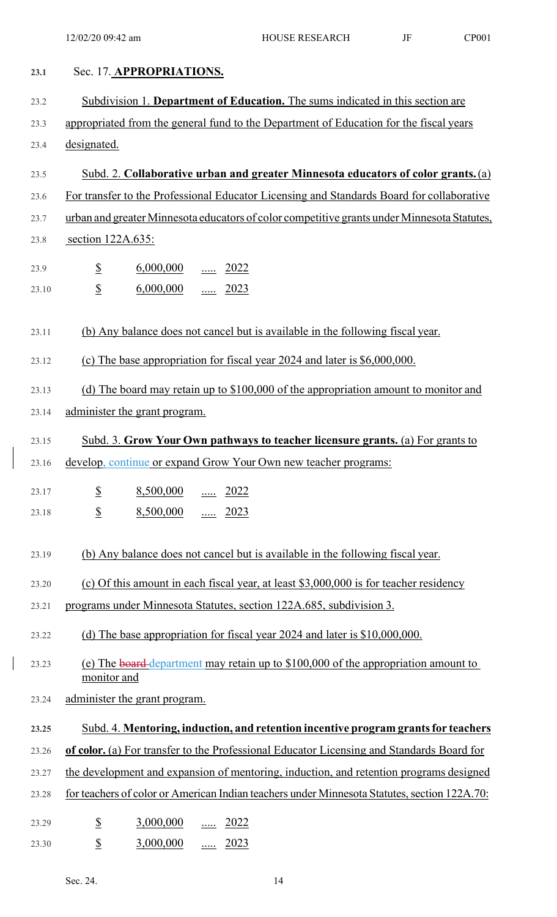Sec. 17. **APPROPRIATIONS.**

Subdivision 1. **Department of Education.** The sums indicated in this section are appropriated from the general fund to the Department of Education for the fiscal years designated.

Subd. 2. **Collaborative urban and greater Minnesota educators of color grants.** (a) For transfer to the Professional Educator Licensing and Standards Board for collaborative urban and greater Minnesota educators of color competitive grants under Minnesota Statutes, section 122A.635:

$ 6,000,000 ..... 2022

$ 6,000,000 ..... 2023

(b) Any balance does not cancel but is available in the following fiscal year.

(c) The base appropriation for fiscal year 2024 and later is $6,000,000.

(d) The board may retain up to $100,000 of the appropriation amount to monitor and administer the grant program.

Subd. 3. **Grow Your Own pathways to teacher licensure grants.** (a) For grants to develop, continue or expand Grow Your Own new teacher programs:

$ 8,500,000 ..... 2022

$ 8,500,000 ..... 2023

(b) Any balance does not cancel but is available in the following fiscal year.

(c) Of this amount in each fiscal year, at least $3,000,000 is for teacher residency programs under Minnesota Statutes, section 122A.685, subdivision 3.

(d) The base appropriation for fiscal year 2024 and later is $10,000,000.

(e) The ~~board~~ department may retain up to $100,000 of the appropriation amount to monitor and administer the grant program.

Subd. 4. **Mentoring, induction, and retention incentive program grants for teachers of color.** (a) For transfer to the Professional Educator Licensing and Standards Board for the development and expansion of mentoring, induction, and retention programs designed for teachers of color or American Indian teachers under Minnesota Statutes, section 122A.70:

$ 3,000,000 ..... 2022

$ 3,000,000 ..... 2023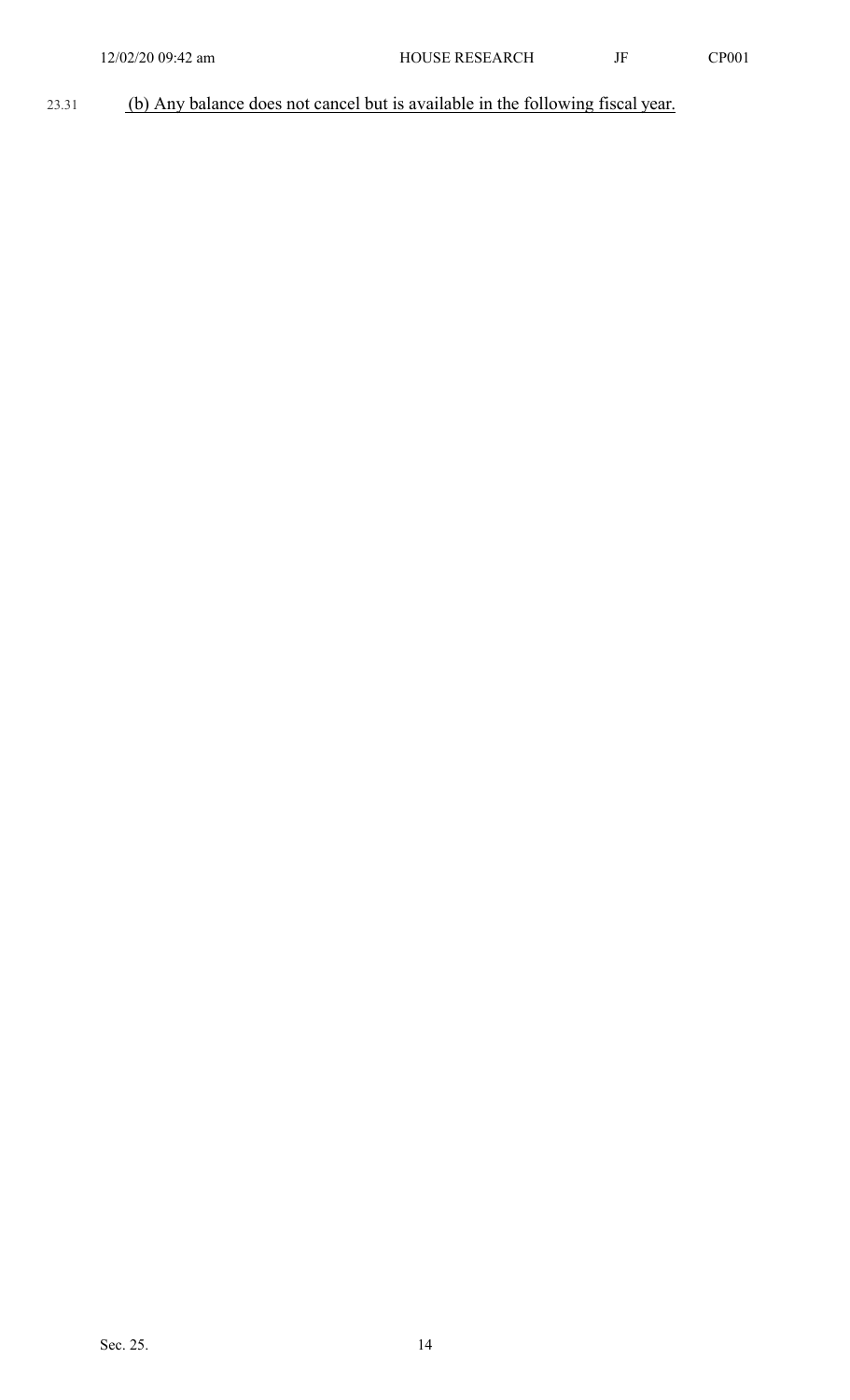23.31 (b) Any balance does not cancel but is available in the following fiscal year.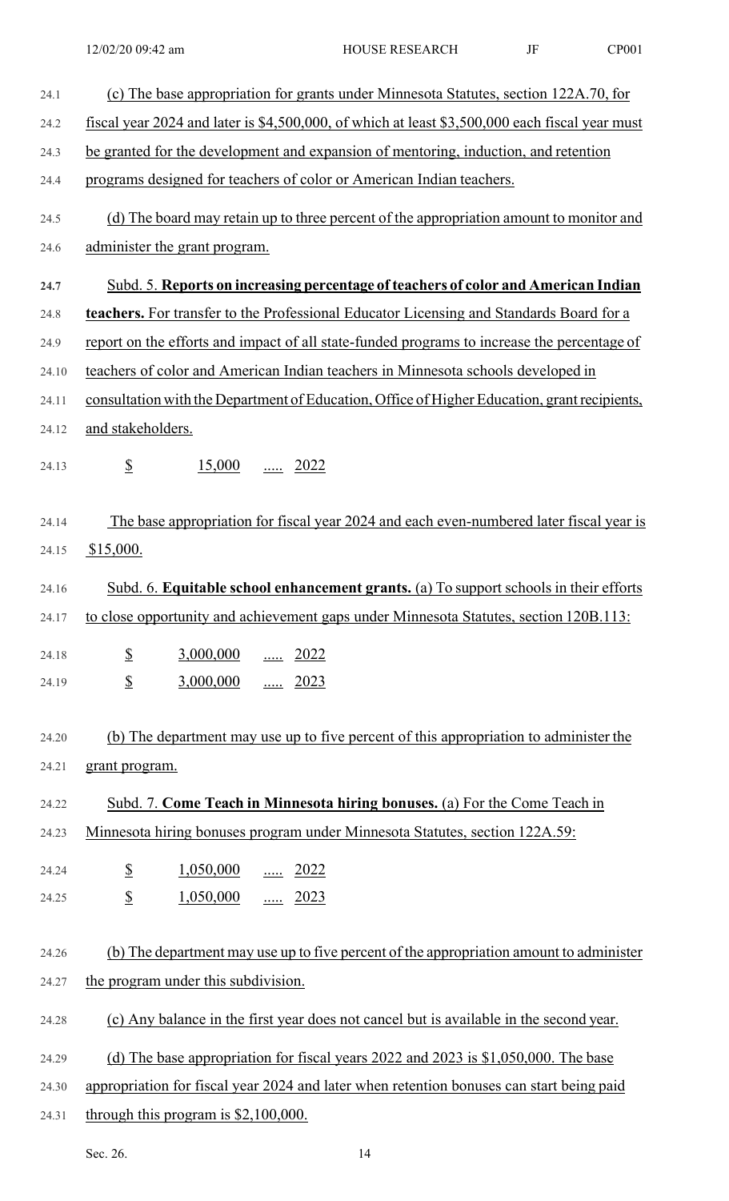(c) The base appropriation for grants under Minnesota Statutes, section 122A.70, for fiscal year 2024 and later is $4,500,000, of which at least $3,500,000 each fiscal year must be granted for the development and expansion of mentoring, induction, and retention programs designed for teachers of color or American Indian teachers.

(d) The board may retain up to three percent of the appropriation amount to monitor and administer the grant program.

Subd. 5. **Reports on increasing percentage of teachers of color and American Indian teachers.** For transfer to the Professional Educator Licensing and Standards Board for a report on the efforts and impact of all state-funded programs to increase the percentage of teachers of color and American Indian teachers in Minnesota schools developed in consultation with the Department of Education, Office of Higher Education, grant recipients, and stakeholders.

$ 15,000 ..... 2022

The base appropriation for fiscal year 2024 and each even-numbered later fiscal year is $15,000.

Subd. 6. **Equitable school enhancement grants.** (a) To support schools in their efforts to close opportunity and achievement gaps under Minnesota Statutes, section 120B.113:

$ 3,000,000 ..... 2022
$ 3,000,000 ..... 2023

(b) The department may use up to five percent of this appropriation to administer the grant program.

Subd. 7. **Come Teach in Minnesota hiring bonuses.** (a) For the Come Teach in Minnesota hiring bonuses program under Minnesota Statutes, section 122A.59:

$ 1,050,000 ..... 2022
$ 1,050,000 ..... 2023

(b) The department may use up to five percent of the appropriation amount to administer the program under this subdivision.

(c) Any balance in the first year does not cancel but is available in the second year.

(d) The base appropriation for fiscal years 2022 and 2023 is $1,050,000. The base appropriation for fiscal year 2024 and later when retention bonuses can start being paid through this program is $2,100,000.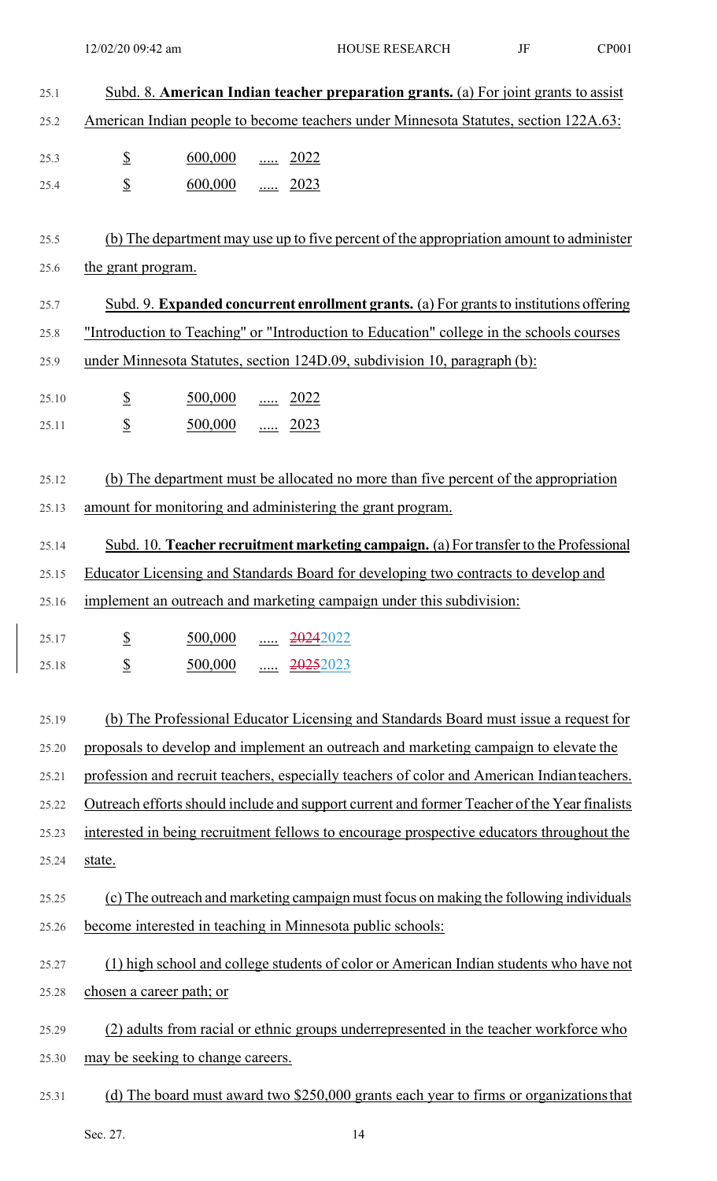Subd. 8. **American Indian teacher preparation grants.** (a) For joint grants to assist American Indian people to become teachers under Minnesota Statutes, section 122A.63:

| | | |
|---|---|---|
| $ | 600,000 | ..... 2022 |
| $ | 600,000 | ..... 2023 |

(b) The department may use up to five percent of the appropriation amount to administer the grant program.

Subd. 9. **Expanded concurrent enrollment grants.** (a) For grants to institutions offering "Introduction to Teaching" or "Introduction to Education" college in the schools courses under Minnesota Statutes, section 124D.09, subdivision 10, paragraph (b):

| | | |
|---|---|---|
| $ | 500,000 | ..... 2022 |
| $ | 500,000 | ..... 2023 |

(b) The department must be allocated no more than five percent of the appropriation amount for monitoring and administering the grant program.

Subd. 10. **Teacher recruitment marketing campaign.** (a) For transfer to the Professional Educator Licensing and Standards Board for developing two contracts to develop and implement an outreach and marketing campaign under this subdivision:

| | | |
|---|---|---|
| $ | 500,000 | ..... ~~2024~~2022 |
| $ | 500,000 | ..... ~~2025~~2023 |

(b) The Professional Educator Licensing and Standards Board must issue a request for proposals to develop and implement an outreach and marketing campaign to elevate the profession and recruit teachers, especially teachers of color and American Indian teachers. Outreach efforts should include and support current and former Teacher of the Year finalists interested in being recruitment fellows to encourage prospective educators throughout the state.

(c) The outreach and marketing campaign must focus on making the following individuals become interested in teaching in Minnesota public schools:

(1) high school and college students of color or American Indian students who have not chosen a career path; or

(2) adults from racial or ethnic groups underrepresented in the teacher workforce who may be seeking to change careers.

(d) The board must award two $250,000 grants each year to firms or organizations that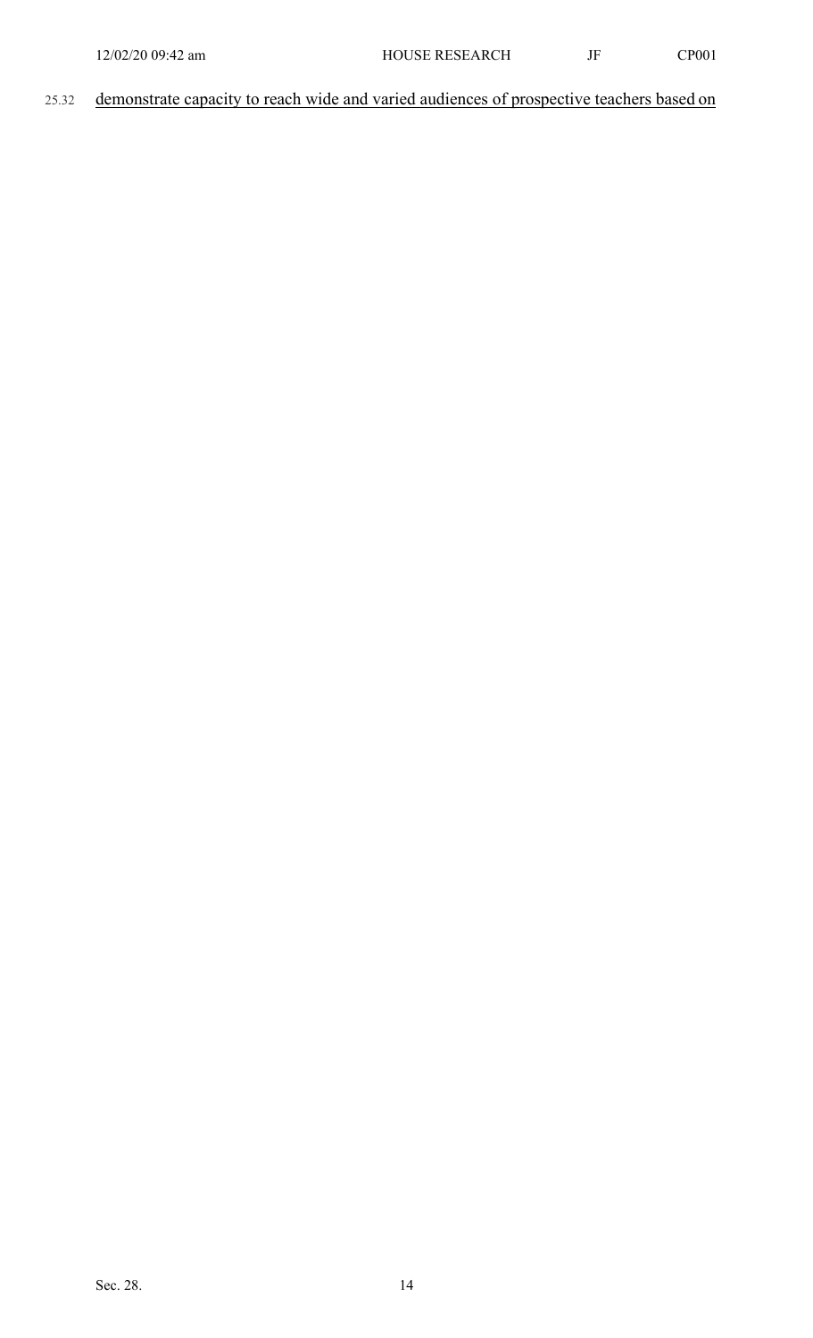25.32 demonstrate capacity to reach wide and varied audiences of prospective teachers based on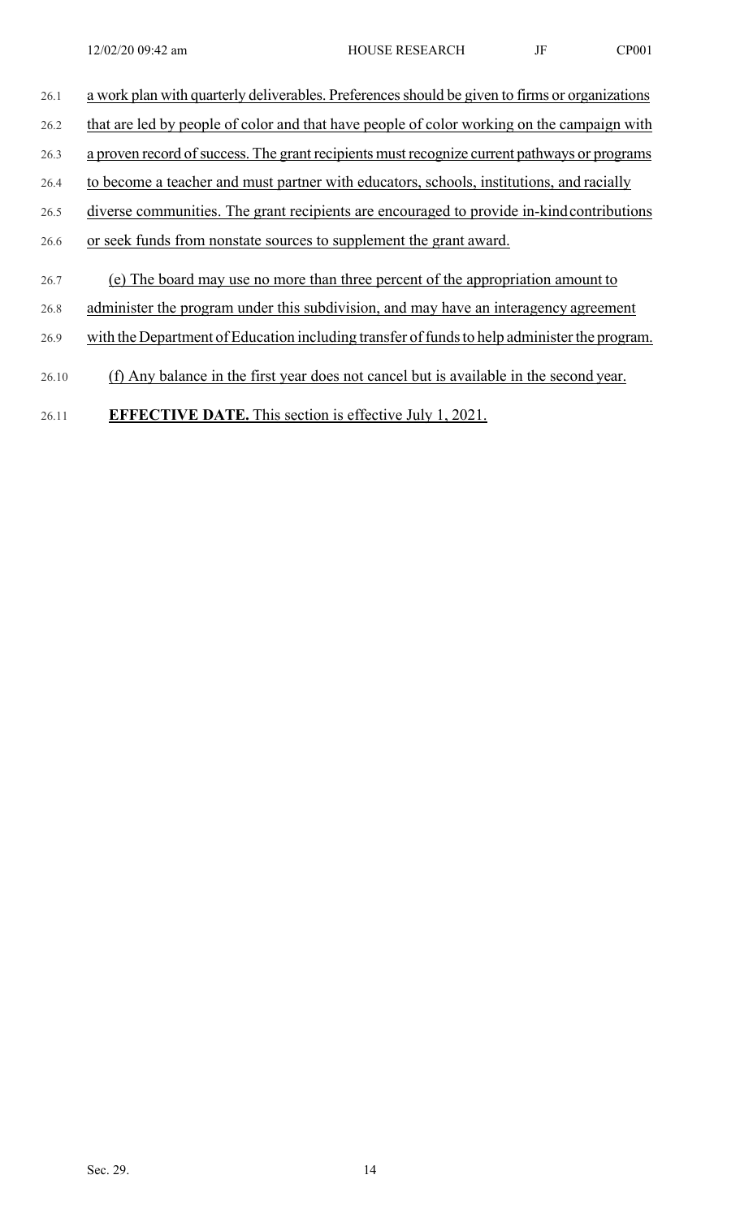a work plan with quarterly deliverables. Preferences should be given to firms or organizations that are led by people of color and that have people of color working on the campaign with a proven record of success. The grant recipients must recognize current pathways or programs to become a teacher and must partner with educators, schools, institutions, and racially diverse communities. The grant recipients are encouraged to provide in-kind contributions or seek funds from nonstate sources to supplement the grant award.

(e) The board may use no more than three percent of the appropriation amount to administer the program under this subdivision, and may have an interagency agreement with the Department of Education including transfer of funds to help administer the program.

(f) Any balance in the first year does not cancel but is available in the second year.

**EFFECTIVE DATE.** This section is effective July 1, 2021.